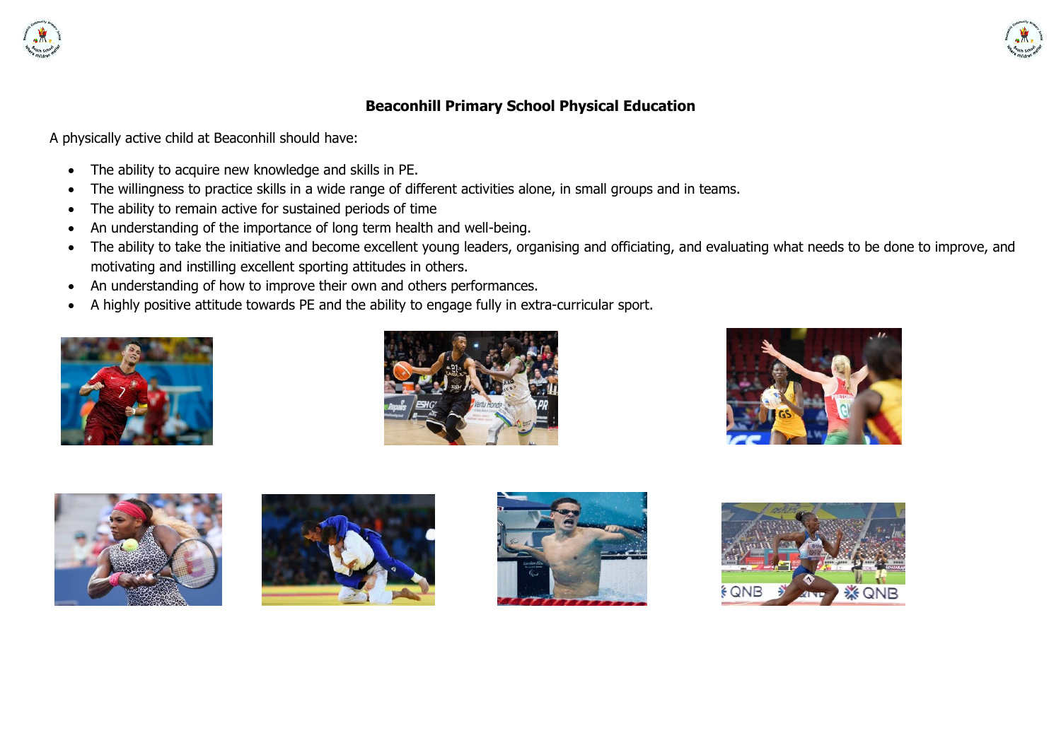# Beaconhill Primary School Physical Education

A physically active child at Beaconhill should have:

- The ability to acquire new knowledge and skills in PE.
- The willingness to practice skills in a wide range of different activities alone, in small groups and in teams.
- The ability to remain active for sustained periods of time
- An understanding of the importance of long term health and well-being.
- The ability to take the initiative and become excellent young leaders, organising and officiating, and evaluating what needs to be done to improve, and motivating and instilling excellent sporting attitudes in others.
- An understanding of how to improve their own and others performances.
- A highly positive attitude towards PE and the ability to engage fully in extra-curricular sport.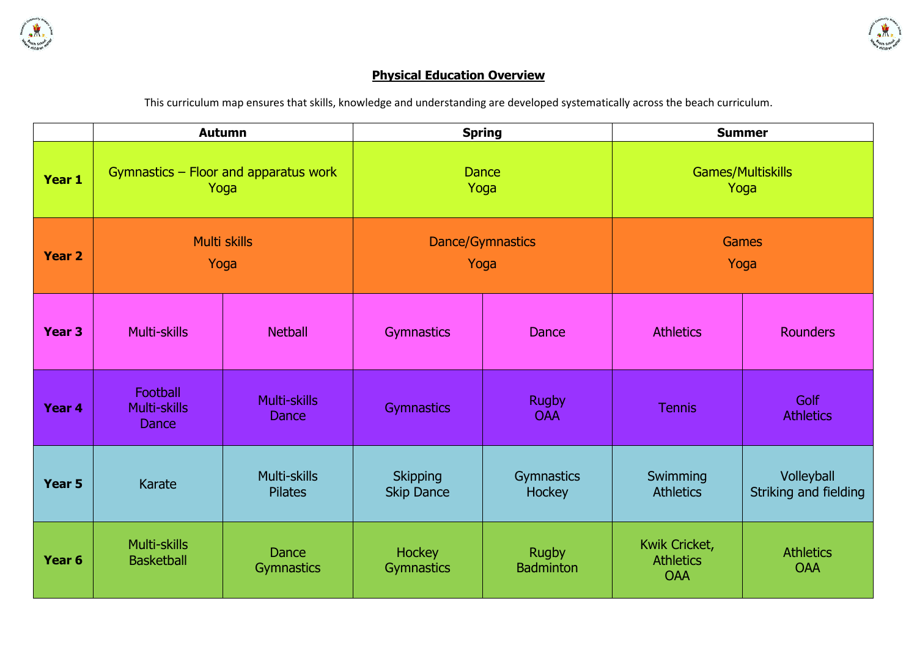# Physical Education Overview

This curriculum map ensures that skills, knowledge and understanding are developed systematically across the beach curriculum.

| | Autumn | | Spring | | Summer | |
|---|---|---|---|---|---|---|
| **Year 1** | Gymnastics – Floor and apparatus work<br>Yoga | | Dance<br>Yoga | | Games/Multiskills<br>Yoga | |
| **Year 2** | Multi skills<br>Yoga | | Dance/Gymnastics<br>Yoga | | Games<br>Yoga | |
| **Year 3** | Multi-skills | Netball | Gymnastics | Dance | Athletics | Rounders |
| **Year 4** | Football<br>Multi-skills<br>Dance | Multi-skills<br>Dance | Gymnastics | Rugby<br>OAA | Tennis | Golf<br>Athletics |
| **Year 5** | Karate | Multi-skills<br>Pilates | Skipping<br>Skip Dance | Gymnastics<br>Hockey | Swimming<br>Athletics | Volleyball<br>Striking and fielding |
| **Year 6** | Multi-skills<br>Basketball | Dance<br>Gymnastics | Hockey<br>Gymnastics | Rugby<br>Badminton | Kwik Cricket,<br>Athletics<br>OAA | Athletics<br>OAA |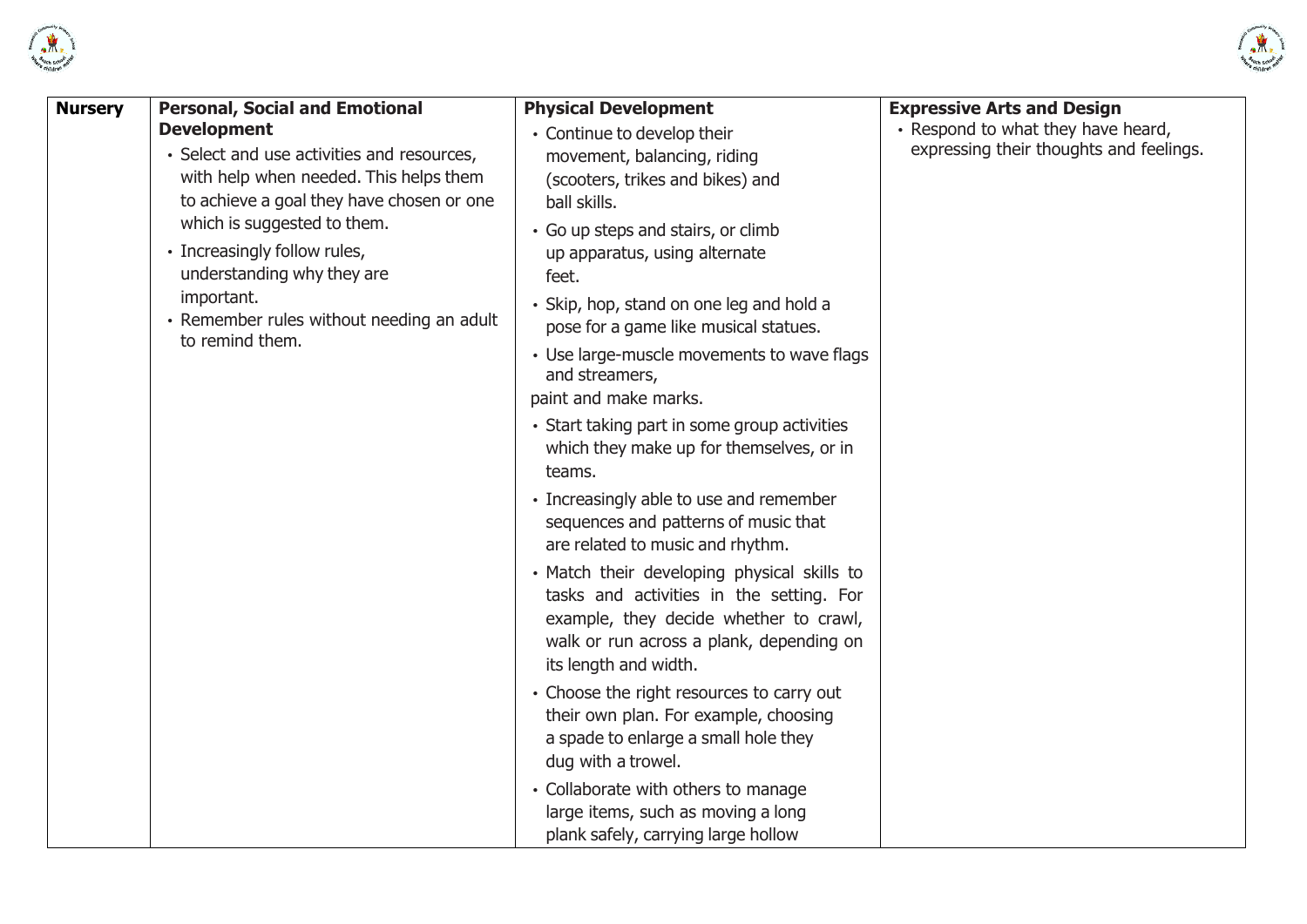| Nursery | **Personal, Social and Emotional Development** | **Physical Development** | **Expressive Arts and Design** |
|---|---|---|---|
| | • Select and use activities and resources, with help when needed. This helps them to achieve a goal they have chosen or one which is suggested to them.<br>• Increasingly follow rules, understanding why they are important.<br>• Remember rules without needing an adult to remind them. | • Continue to develop their movement, balancing, riding (scooters, trikes and bikes) and ball skills.<br>• Go up steps and stairs, or climb up apparatus, using alternate feet.<br>• Skip, hop, stand on one leg and hold a pose for a game like musical statues.<br>• Use large-muscle movements to wave flags and streamers, paint and make marks.<br>• Start taking part in some group activities which they make up for themselves, or in teams.<br>• Increasingly able to use and remember sequences and patterns of music that are related to music and rhythm.<br>• Match their developing physical skills to tasks and activities in the setting. For example, they decide whether to crawl, walk or run across a plank, depending on its length and width.<br>• Choose the right resources to carry out their own plan. For example, choosing a spade to enlarge a small hole they dug with a trowel.<br>• Collaborate with others to manage large items, such as moving a long plank safely, carrying large hollow | • Respond to what they have heard, expressing their thoughts and feelings. |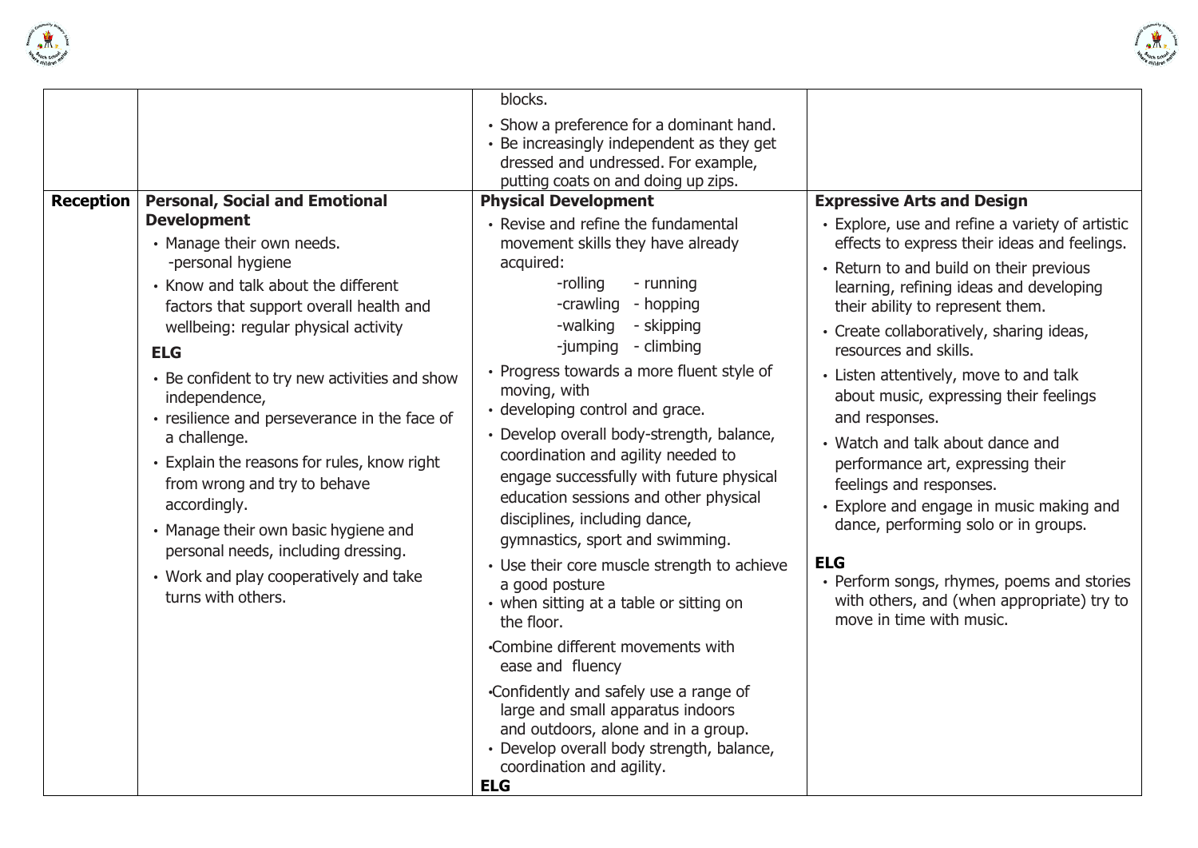| | | | |
|---|---|---|---|
| | | blocks.<br>• Show a preference for a dominant hand.<br>• Be increasingly independent as they get dressed and undressed. For example, putting coats on and doing up zips. | |
| **Reception** | **Personal, Social and Emotional Development**<br>• Manage their own needs.<br>-personal hygiene<br>• Know and talk about the different factors that support overall health and wellbeing: regular physical activity<br>**ELG**<br>• Be confident to try new activities and show independence,<br>• resilience and perseverance in the face of a challenge.<br>• Explain the reasons for rules, know right from wrong and try to behave accordingly.<br>• Manage their own basic hygiene and personal needs, including dressing.<br>• Work and play cooperatively and take turns with others. | **Physical Development**<br>• Revise and refine the fundamental movement skills they have already acquired:<br>-rolling - running<br>-crawling - hopping<br>-walking - skipping<br>-jumping - climbing<br>• Progress towards a more fluent style of moving, with<br>• developing control and grace.<br>• Develop overall body-strength, balance, coordination and agility needed to engage successfully with future physical education sessions and other physical disciplines, including dance, gymnastics, sport and swimming.<br>• Use their core muscle strength to achieve a good posture<br>• when sitting at a table or sitting on the floor.<br>•Combine different movements with ease and fluency<br>•Confidently and safely use a range of large and small apparatus indoors and outdoors, alone and in a group.<br>• Develop overall body strength, balance, coordination and agility.<br>**ELG** | **Expressive Arts and Design**<br>• Explore, use and refine a variety of artistic effects to express their ideas and feelings.<br>• Return to and build on their previous learning, refining ideas and developing their ability to represent them.<br>• Create collaboratively, sharing ideas, resources and skills.<br>• Listen attentively, move to and talk about music, expressing their feelings and responses.<br>• Watch and talk about dance and performance art, expressing their feelings and responses.<br>• Explore and engage in music making and dance, performing solo or in groups.<br>**ELG**<br>• Perform songs, rhymes, poems and stories with others, and (when appropriate) try to move in time with music. |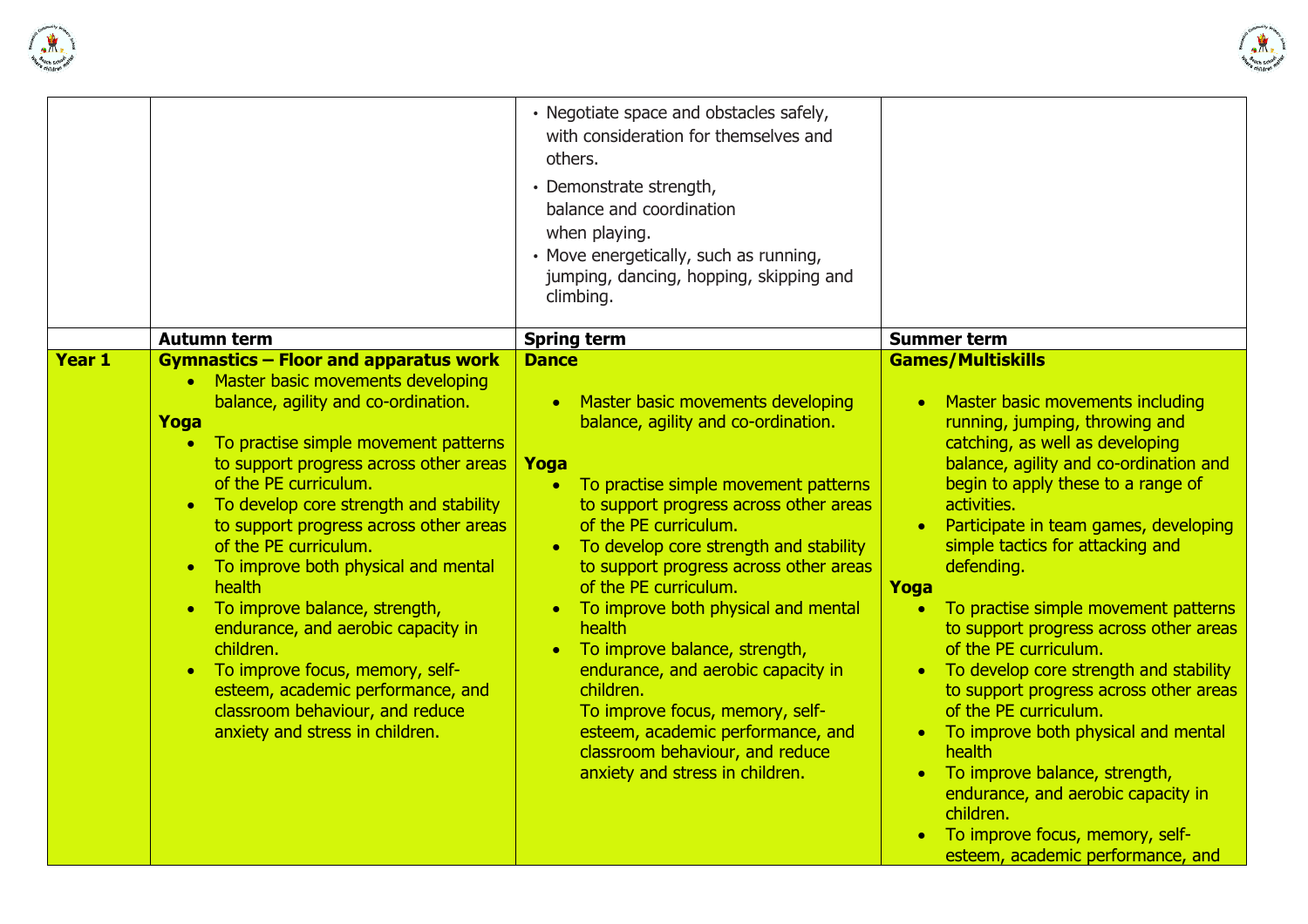| | | | |
|---|---|---|---|
| | | • Negotiate space and obstacles safely, with consideration for themselves and others.<br>• Demonstrate strength, balance and coordination when playing.<br>• Move energetically, such as running, jumping, dancing, hopping, skipping and climbing. | |
| | **Autumn term** | **Spring term** | **Summer term** |
| **Year 1** | **Gymnastics – Floor and apparatus work**<br>• Master basic movements developing balance, agility and co-ordination.<br>**Yoga**<br>• To practise simple movement patterns to support progress across other areas of the PE curriculum.<br>• To develop core strength and stability to support progress across other areas of the PE curriculum.<br>• To improve both physical and mental health<br>• To improve balance, strength, endurance, and aerobic capacity in children.<br>• To improve focus, memory, self-esteem, academic performance, and classroom behaviour, and reduce anxiety and stress in children. | **Dance**<br>• Master basic movements developing balance, agility and co-ordination.<br>**Yoga**<br>• To practise simple movement patterns to support progress across other areas of the PE curriculum.<br>• To develop core strength and stability to support progress across other areas of the PE curriculum.<br>• To improve both physical and mental health<br>• To improve balance, strength, endurance, and aerobic capacity in children.<br>To improve focus, memory, self-esteem, academic performance, and classroom behaviour, and reduce anxiety and stress in children. | **Games/Multiskills**<br>• Master basic movements including running, jumping, throwing and catching, as well as developing balance, agility and co-ordination and begin to apply these to a range of activities.<br>• Participate in team games, developing simple tactics for attacking and defending.<br>**Yoga**<br>• To practise simple movement patterns to support progress across other areas of the PE curriculum.<br>• To develop core strength and stability to support progress across other areas of the PE curriculum.<br>• To improve both physical and mental health<br>• To improve balance, strength, endurance, and aerobic capacity in children.<br>• To improve focus, memory, self-esteem, academic performance, and |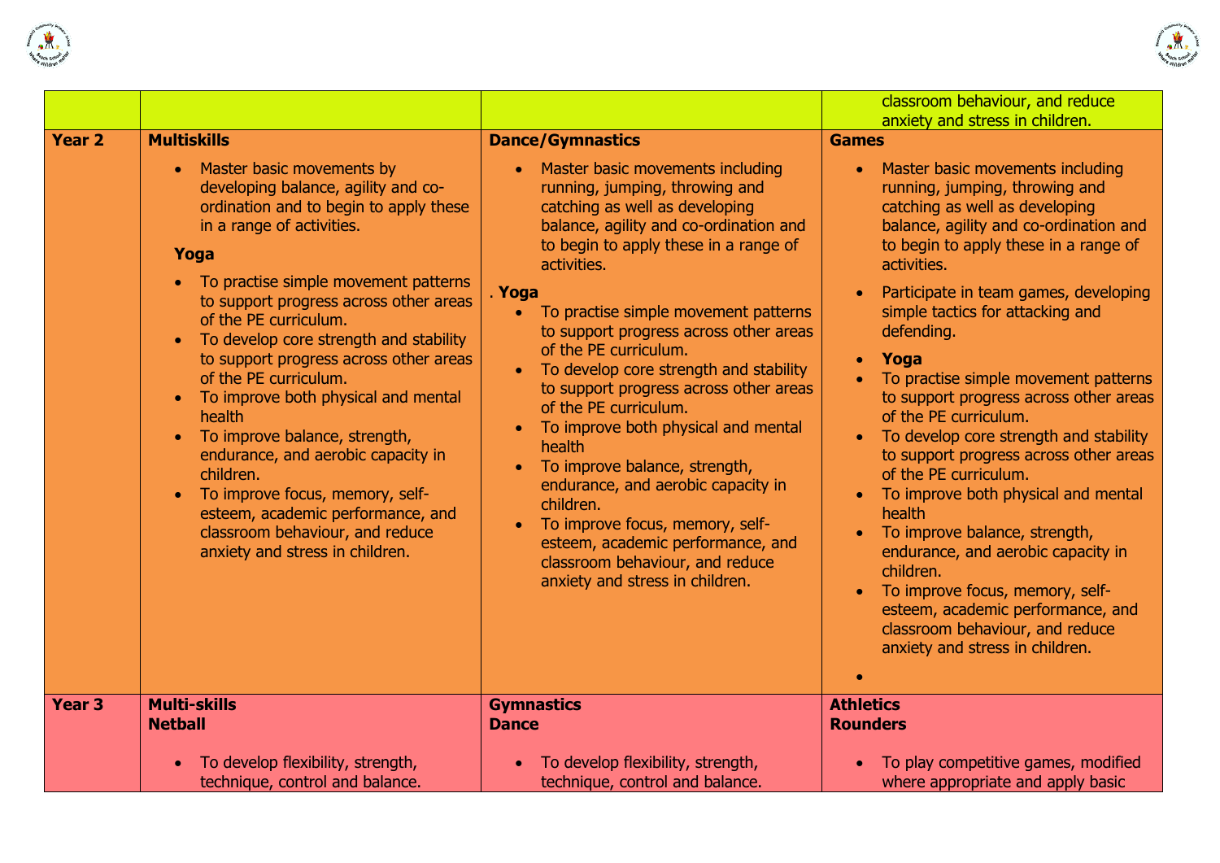| | | | |
|---|---|---|---|
| | | | classroom behaviour, and reduce anxiety and stress in children. |
| **Year 2** | **Multiskills**<br><ul><li>Master basic movements by developing balance, agility and co-ordination and to begin to apply these in a range of activities.</li></ul>**Yoga**<br><ul><li>To practise simple movement patterns to support progress across other areas of the PE curriculum.</li><li>To develop core strength and stability to support progress across other areas of the PE curriculum.</li><li>To improve both physical and mental health</li><li>To improve balance, strength, endurance, and aerobic capacity in children.</li><li>To improve focus, memory, self-esteem, academic performance, and classroom behaviour, and reduce anxiety and stress in children.</li></ul> | **Dance/Gymnastics**<br><ul><li>Master basic movements including running, jumping, throwing and catching as well as developing balance, agility and co-ordination and to begin to apply these in a range of activities.</li></ul>. **Yoga**<br><ul><li>To practise simple movement patterns to support progress across other areas of the PE curriculum.</li><li>To develop core strength and stability to support progress across other areas of the PE curriculum.</li><li>To improve both physical and mental health</li><li>To improve balance, strength, endurance, and aerobic capacity in children.</li><li>To improve focus, memory, self-esteem, academic performance, and classroom behaviour, and reduce anxiety and stress in children.</li></ul> | **Games**<br><ul><li>Master basic movements including running, jumping, throwing and catching as well as developing balance, agility and co-ordination and to begin to apply these in a range of activities.</li><li>Participate in team games, developing simple tactics for attacking and defending.</li><li>**Yoga**</li><li>To practise simple movement patterns to support progress across other areas of the PE curriculum.</li><li>To develop core strength and stability to support progress across other areas of the PE curriculum.</li><li>To improve both physical and mental health</li><li>To improve balance, strength, endurance, and aerobic capacity in children.</li><li>To improve focus, memory, self-esteem, academic performance, and classroom behaviour, and reduce anxiety and stress in children.</li></ul> |
| **Year 3** | **Multi-skills**<br>**Netball**<br><ul><li>To develop flexibility, strength, technique, control and balance.</li></ul> | **Gymnastics**<br>**Dance**<br><ul><li>To develop flexibility, strength, technique, control and balance.</li></ul> | **Athletics**<br>**Rounders**<br><ul><li>To play competitive games, modified where appropriate and apply basic</li></ul> |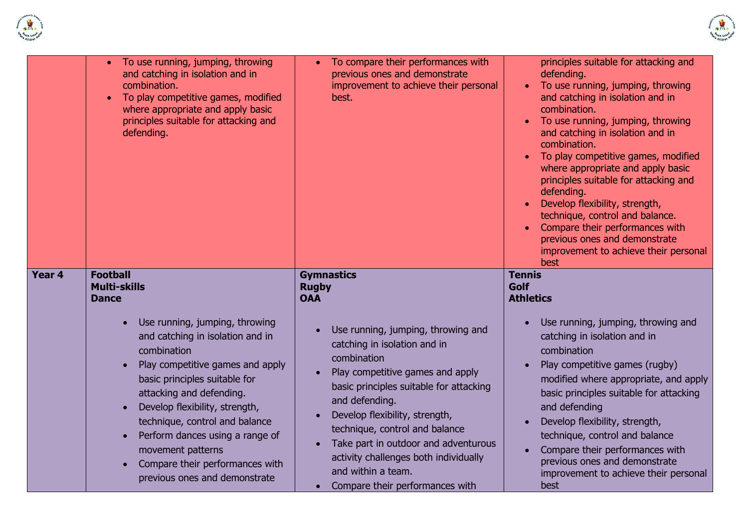| | | | |
|---|---|---|---|
| | <ul><li>To use running, jumping, throwing and catching in isolation and in combination.</li><li>To play competitive games, modified where appropriate and apply basic principles suitable for attacking and defending.</li></ul> | <ul><li>To compare their performances with previous ones and demonstrate improvement to achieve their personal best.</li></ul> | principles suitable for attacking and defending.<ul><li>To use running, jumping, throwing and catching in isolation and in combination.</li><li>To use running, jumping, throwing and catching in isolation and in combination.</li><li>To play competitive games, modified where appropriate and apply basic principles suitable for attacking and defending.</li><li>Develop flexibility, strength, technique, control and balance.</li><li>Compare their performances with previous ones and demonstrate improvement to achieve their personal best</li></ul> |
| **Year 4** | **Football**<br>**Multi-skills**<br>**Dance**<ul><li>Use running, jumping, throwing and catching in isolation and in combination</li><li>Play competitive games and apply basic principles suitable for attacking and defending.</li><li>Develop flexibility, strength, technique, control and balance</li><li>Perform dances using a range of movement patterns</li><li>Compare their performances with previous ones and demonstrate</li></ul> | **Gymnastics**<br>**Rugby**<br>**OAA**<ul><li>Use running, jumping, throwing and catching in isolation and in combination</li><li>Play competitive games and apply basic principles suitable for attacking and defending.</li><li>Develop flexibility, strength, technique, control and balance</li><li>Take part in outdoor and adventurous activity challenges both individually and within a team.</li><li>Compare their performances with</li></ul> | **Tennis**<br>**Golf**<br>**Athletics**<ul><li>Use running, jumping, throwing and catching in isolation and in combination</li><li>Play competitive games (rugby) modified where appropriate, and apply basic principles suitable for attacking and defending</li><li>Develop flexibility, strength, technique, control and balance</li><li>Compare their performances with previous ones and demonstrate improvement to achieve their personal best</li></ul> |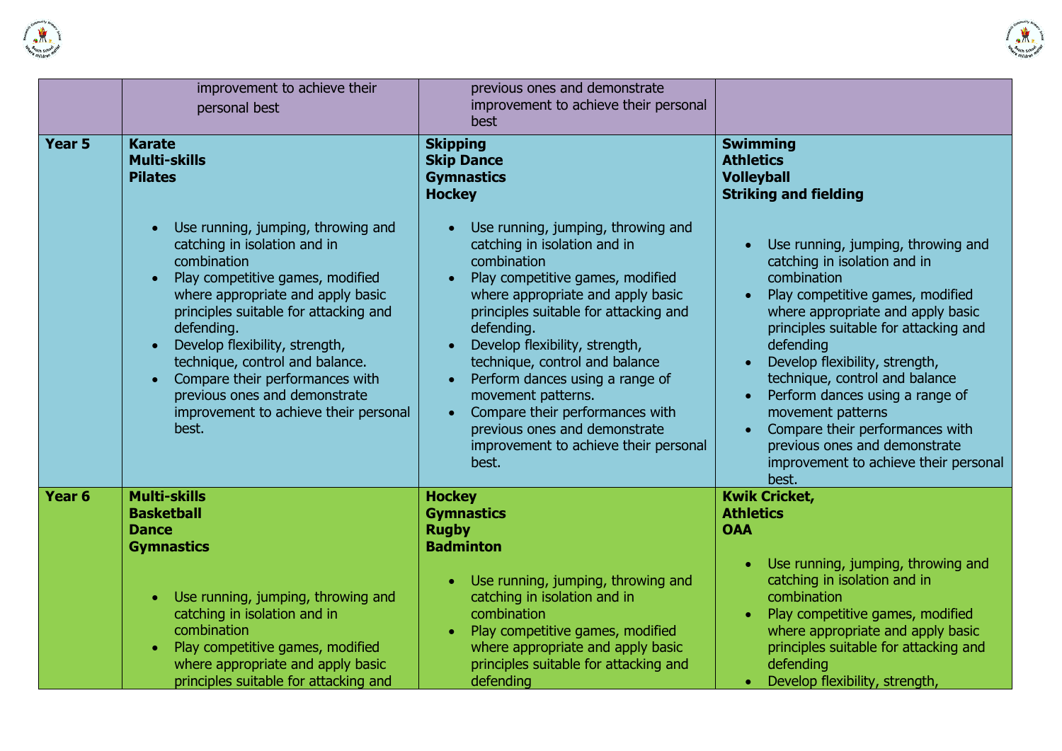| | | | |
|---|---|---|---|
| | improvement to achieve their personal best | previous ones and demonstrate improvement to achieve their personal best | |
| **Year 5** | **Karate**<br>**Multi-skills**<br>**Pilates**<br><br>• Use running, jumping, throwing and catching in isolation and in combination<br>• Play competitive games, modified where appropriate and apply basic principles suitable for attacking and defending.<br>• Develop flexibility, strength, technique, control and balance.<br>• Compare their performances with previous ones and demonstrate improvement to achieve their personal best. | **Skipping**<br>**Skip Dance**<br>**Gymnastics**<br>**Hockey**<br><br>• Use running, jumping, throwing and catching in isolation and in combination<br>• Play competitive games, modified where appropriate and apply basic principles suitable for attacking and defending.<br>• Develop flexibility, strength, technique, control and balance<br>• Perform dances using a range of movement patterns.<br>• Compare their performances with previous ones and demonstrate improvement to achieve their personal best. | **Swimming**<br>**Athletics**<br>**Volleyball**<br>**Striking and fielding**<br><br>• Use running, jumping, throwing and catching in isolation and in combination<br>• Play competitive games, modified where appropriate and apply basic principles suitable for attacking and defending<br>• Develop flexibility, strength, technique, control and balance<br>• Perform dances using a range of movement patterns<br>• Compare their performances with previous ones and demonstrate improvement to achieve their personal best. |
| **Year 6** | **Multi-skills**<br>**Basketball**<br>**Dance**<br>**Gymnastics**<br><br>• Use running, jumping, throwing and catching in isolation and in combination<br>• Play competitive games, modified where appropriate and apply basic principles suitable for attacking and | **Hockey**<br>**Gymnastics**<br>**Rugby**<br>**Badminton**<br><br>• Use running, jumping, throwing and catching in isolation and in combination<br>• Play competitive games, modified where appropriate and apply basic principles suitable for attacking and defending | **Kwik Cricket,**<br>**Athletics**<br>**OAA**<br><br>• Use running, jumping, throwing and catching in isolation and in combination<br>• Play competitive games, modified where appropriate and apply basic principles suitable for attacking and defending<br>• Develop flexibility, strength, |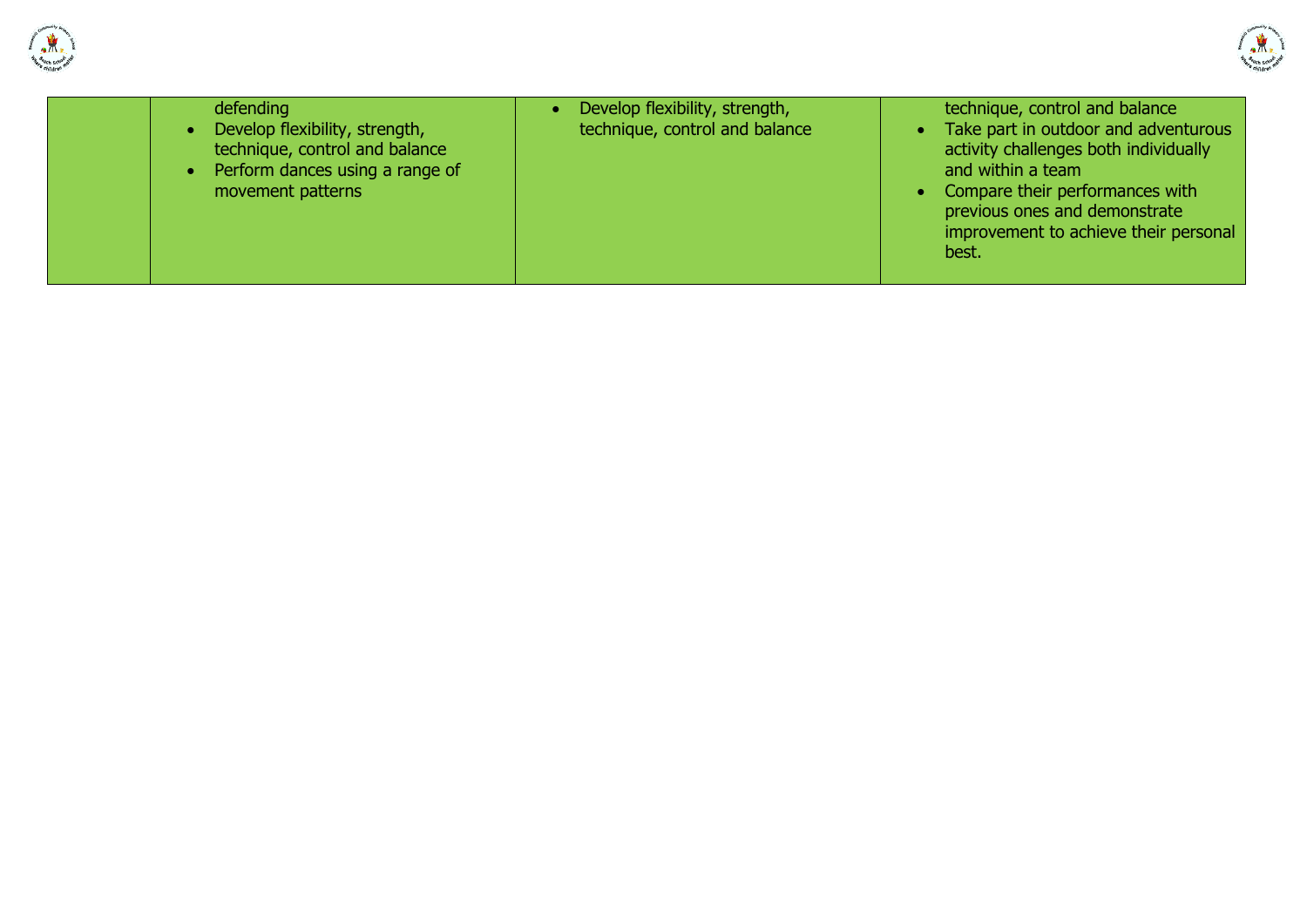| | | | |
|---|---|---|---|
| | defending<br>• Develop flexibility, strength, technique, control and balance<br>• Perform dances using a range of movement patterns | • Develop flexibility, strength, technique, control and balance | technique, control and balance<br>• Take part in outdoor and adventurous activity challenges both individually and within a team<br>• Compare their performances with previous ones and demonstrate improvement to achieve their personal best. |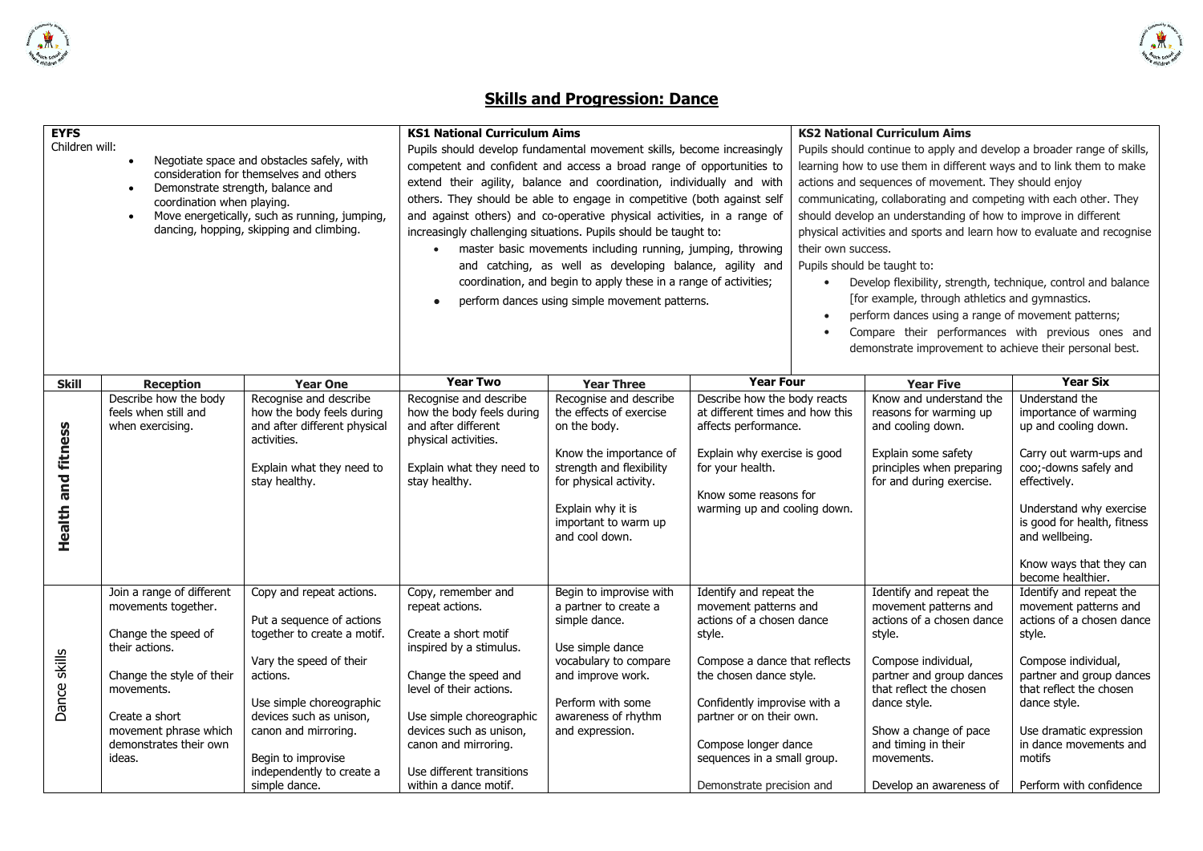## Skills and Progression: Dance

| EYFS | KS1 National Curriculum Aims | KS2 National Curriculum Aims |
|---|---|---|
| Children will:<br>• Negotiate space and obstacles safely, with consideration for themselves and others<br>• Demonstrate strength, balance and coordination when playing.<br>• Move energetically, such as running, jumping, dancing, hopping, skipping and climbing. | Pupils should develop fundamental movement skills, become increasingly competent and confident and access a broad range of opportunities to extend their agility, balance and coordination, individually and with others. They should be able to engage in competitive (both against self and against others) and co-operative physical activities, in a range of increasingly challenging situations. Pupils should be taught to:<br>• master basic movements including running, jumping, throwing and catching, as well as developing balance, agility and coordination, and begin to apply these in a range of activities;<br>• perform dances using simple movement patterns. | Pupils should continue to apply and develop a broader range of skills, learning how to use them in different ways and to link them to make actions and sequences of movement. They should enjoy communicating, collaborating and competing with each other. They should develop an understanding of how to improve in different physical activities and sports and learn how to evaluate and recognise their own success.<br>Pupils should be taught to:<br>• Develop flexibility, strength, technique, control and balance [for example, through athletics and gymnastics.<br>• perform dances using a range of movement patterns;<br>• Compare their performances with previous ones and demonstrate improvement to achieve their personal best. |

| Skill | Reception | Year One | Year Two | Year Three | Year Four | Year Five | Year Six |
|---|---|---|---|---|---|---|---|
| **Health and fitness** | Describe how the body feels when still and when exercising. | Recognise and describe how the body feels during and after different physical activities.<br><br>Explain what they need to stay healthy. | Recognise and describe how the body feels during and after different physical activities.<br><br>Explain what they need to stay healthy. | Recognise and describe the effects of exercise on the body.<br><br>Know the importance of strength and flexibility for physical activity.<br><br>Explain why it is important to warm up and cool down. | Describe how the body reacts at different times and how this affects performance.<br><br>Explain why exercise is good for your health.<br><br>Know some reasons for warming up and cooling down. | Know and understand the reasons for warming up and cooling down.<br><br>Explain some safety principles when preparing for and during exercise. | Understand the importance of warming up and cooling down.<br><br>Carry out warm-ups and coo;-downs safely and effectively.<br><br>Understand why exercise is good for health, fitness and wellbeing.<br><br>Know ways that they can become healthier. |
| Dance skills | Join a range of different movements together.<br><br>Change the speed of their actions.<br><br>Change the style of their movements.<br><br>Create a short movement phrase which demonstrates their own ideas. | Copy and repeat actions.<br><br>Put a sequence of actions together to create a motif.<br><br>Vary the speed of their actions.<br><br>Use simple choreographic devices such as unison, canon and mirroring.<br><br>Begin to improvise independently to create a simple dance. | Copy, remember and repeat actions.<br><br>Create a short motif inspired by a stimulus.<br><br>Change the speed and level of their actions.<br><br>Use simple choreographic devices such as unison, canon and mirroring.<br><br>Use different transitions within a dance motif. | Begin to improvise with a partner to create a simple dance.<br><br>Use simple dance vocabulary to compare and improve work.<br><br>Perform with some awareness of rhythm and expression. | Identify and repeat the movement patterns and actions of a chosen dance style.<br><br>Compose a dance that reflects the chosen dance style.<br><br>Confidently improvise with a partner or on their own.<br><br>Compose longer dance sequences in a small group.<br><br>Demonstrate precision and | Identify and repeat the movement patterns and actions of a chosen dance style.<br><br>Compose individual, partner and group dances that reflect the chosen dance style.<br><br>Show a change of pace and timing in their movements.<br><br>Develop an awareness of | Identify and repeat the movement patterns and actions of a chosen dance style.<br><br>Compose individual, partner and group dances that reflect the chosen dance style.<br><br>Use dramatic expression in dance movements and motifs<br><br>Perform with confidence |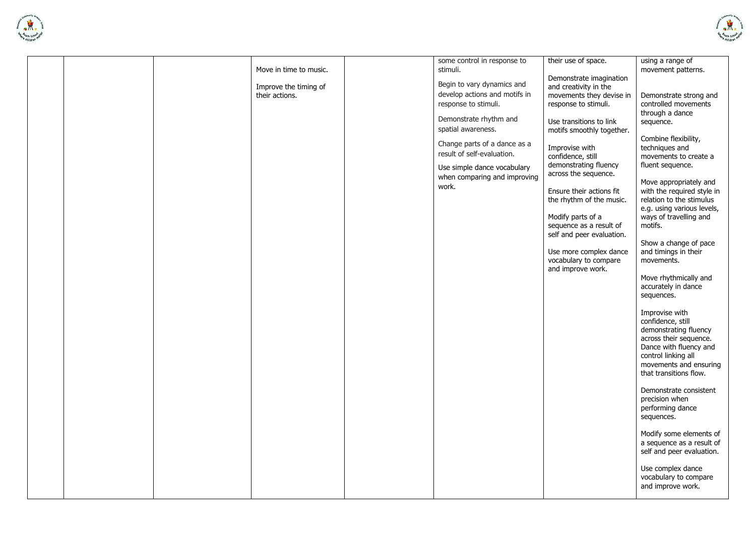|  |  |  |  |  |  |  |  |
|---|---|---|---|---|---|---|---|
|  |  |  | Move in time to music.<br><br>Improve the timing of their actions. |  | some control in response to stimuli.<br><br>Begin to vary dynamics and develop actions and motifs in response to stimuli.<br><br>Demonstrate rhythm and spatial awareness.<br><br>Change parts of a dance as a result of self-evaluation.<br><br>Use simple dance vocabulary when comparing and improving work. | their use of space.<br><br>Demonstrate imagination and creativity in the movements they devise in response to stimuli.<br><br>Use transitions to link motifs smoothly together.<br><br>Improvise with confidence, still demonstrating fluency across the sequence.<br><br>Ensure their actions fit the rhythm of the music.<br><br>Modify parts of a sequence as a result of self and peer evaluation.<br><br>Use more complex dance vocabulary to compare and improve work. | using a range of movement patterns.<br><br>Demonstrate strong and controlled movements through a dance sequence.<br><br>Combine flexibility, techniques and movements to create a fluent sequence.<br><br>Move appropriately and with the required style in relation to the stimulus e.g. using various levels, ways of travelling and motifs.<br><br>Show a change of pace and timings in their movements.<br><br>Move rhythmically and accurately in dance sequences.<br><br>Improvise with confidence, still demonstrating fluency across their sequence. Dance with fluency and control linking all movements and ensuring that transitions flow.<br><br>Demonstrate consistent precision when performing dance sequences.<br><br>Modify some elements of a sequence as a result of self and peer evaluation.<br><br>Use complex dance vocabulary to compare and improve work. |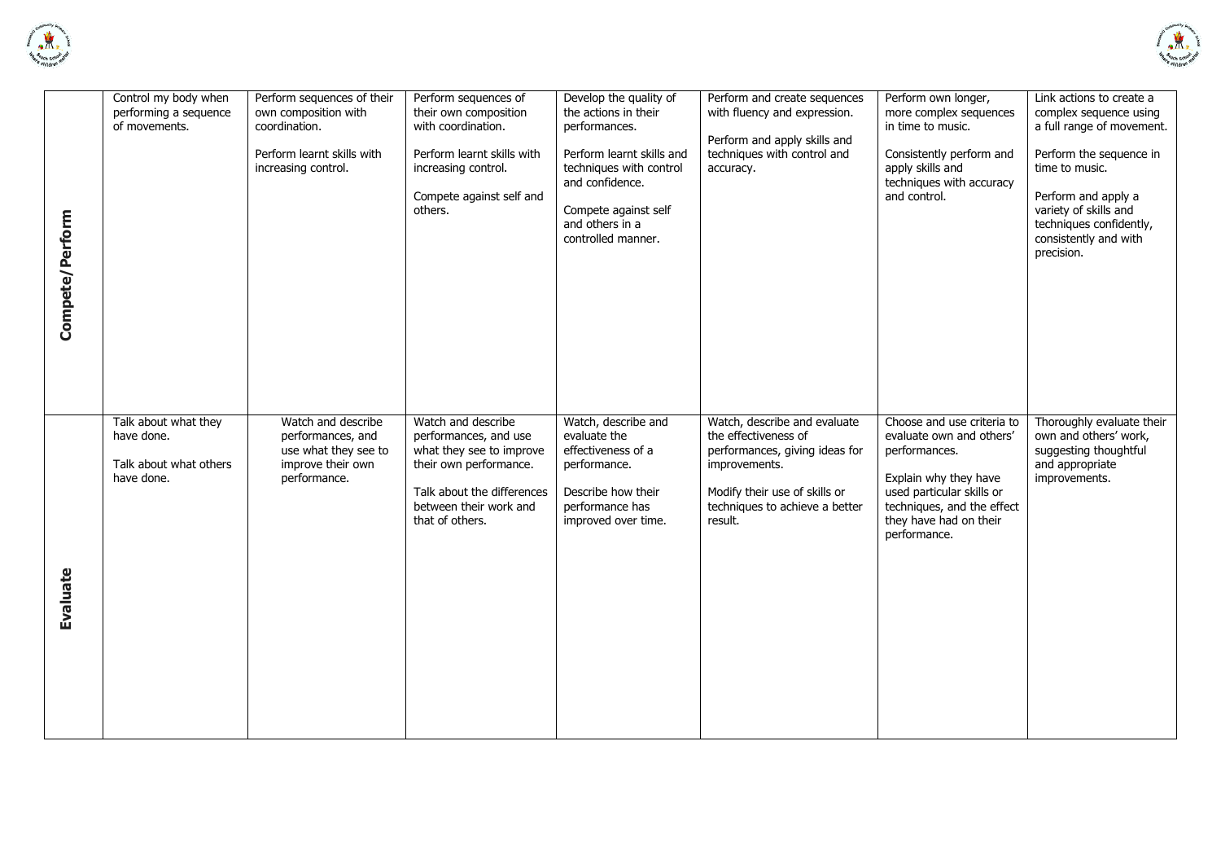| | | | | | | | |
|---|---|---|---|---|---|---|---|
| **Compete/Perform** | Control my body when performing a sequence of movements. | Perform sequences of their own composition with coordination.<br><br>Perform learnt skills with increasing control. | Perform sequences of their own composition with coordination.<br><br>Perform learnt skills with increasing control.<br><br>Compete against self and others. | Develop the quality of the actions in their performances.<br><br>Perform learnt skills and techniques with control and confidence.<br><br>Compete against self and others in a controlled manner. | Perform and create sequences with fluency and expression.<br><br>Perform and apply skills and techniques with control and accuracy. | Perform own longer, more complex sequences in time to music.<br><br>Consistently perform and apply skills and techniques with accuracy and control. | Link actions to create a complex sequence using a full range of movement.<br><br>Perform the sequence in time to music.<br><br>Perform and apply a variety of skills and techniques confidently, consistently and with precision. |
| **Evaluate** | Talk about what they have done.<br><br>Talk about what others have done. | Watch and describe performances, and use what they see to improve their own performance. | Watch and describe performances, and use what they see to improve their own performance.<br><br>Talk about the differences between their work and that of others. | Watch, describe and evaluate the effectiveness of a performance.<br><br>Describe how their performance has improved over time. | Watch, describe and evaluate the effectiveness of performances, giving ideas for improvements.<br><br>Modify their use of skills or techniques to achieve a better result. | Choose and use criteria to evaluate own and others' performances.<br><br>Explain why they have used particular skills or techniques, and the effect they have had on their performance. | Thoroughly evaluate their own and others' work, suggesting thoughtful and appropriate improvements. |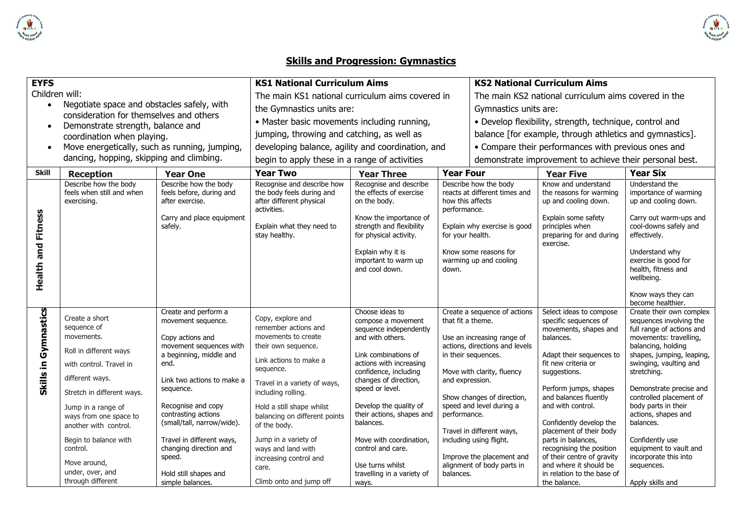## Skills and Progression: Gymnastics

| EYFS | | | KS1 National Curriculum Aims | | KS2 National Curriculum Aims | | |
|---|---|---|---|---|---|---|---|
| Children will:<br>• Negotiate space and obstacles safely, with consideration for themselves and others<br>• Demonstrate strength, balance and coordination when playing.<br>• Move energetically, such as running, jumping, dancing, hopping, skipping and climbing. | | | The main KS1 national curriculum aims covered in the Gymnastics units are:<br>• Master basic movements including running, jumping, throwing and catching, as well as developing balance, agility and coordination, and begin to apply these in a range of activities | | The main KS2 national curriculum aims covered in the Gymnastics units are:<br>• Develop flexibility, strength, technique, control and balance [for example, through athletics and gymnastics].<br>• Compare their performances with previous ones and demonstrate improvement to achieve their personal best. | | |
| **Skill** | **Reception** | **Year One** | **Year Two** | **Year Three** | **Year Four** | **Year Five** | **Year Six** |
| **Health and Fitness** | Describe how the body feels when still and when exercising. | Describe how the body feels before, during and after exercise.<br><br>Carry and place equipment safely. | Recognise and describe how the body feels during and after different physical activities.<br><br>Explain what they need to stay healthy. | Recognise and describe the effects of exercise on the body.<br><br>Know the importance of strength and flexibility for physical activity.<br><br>Explain why it is important to warm up and cool down. | Describe how the body reacts at different times and how this affects performance.<br><br>Explain why exercise is good for your health.<br><br>Know some reasons for warming up and cooling down. | Know and understand the reasons for warming up and cooling down.<br><br>Explain some safety principles when preparing for and during exercise. | Understand the importance of warming up and cooling down.<br><br>Carry out warm-ups and cool-downs safely and effectively.<br><br>Understand why exercise is good for health, fitness and wellbeing.<br><br>Know ways they can become healthier. |
| **Skills in Gymnastics** | Create a short sequence of movements.<br><br>Roll in different ways with control. Travel in different ways.<br><br>Stretch in different ways.<br><br>Jump in a range of ways from one space to another with control.<br><br>Begin to balance with control.<br><br>Move around, under, over, and through different | Create and perform a movement sequence.<br><br>Copy actions and movement sequences with a beginning, middle and end.<br><br>Link two actions to make a sequence.<br><br>Recognise and copy contrasting actions (small/tall, narrow/wide).<br><br>Travel in different ways, changing direction and speed.<br><br>Hold still shapes and simple balances. | Copy, explore and remember actions and movements to create their own sequence.<br><br>Link actions to make a sequence.<br><br>Travel in a variety of ways, including rolling.<br><br>Hold a still shape whilst balancing on different points of the body.<br><br>Jump in a variety of ways and land with increasing control and care.<br><br>Climb onto and jump off | Choose ideas to compose a movement sequence independently and with others.<br><br>Link combinations of actions with increasing confidence, including changes of direction, speed or level.<br><br>Develop the quality of their actions, shapes and balances.<br><br>Move with coordination, control and care.<br><br>Use turns whilst travelling in a variety of ways. | Create a sequence of actions that fit a theme.<br><br>Use an increasing range of actions, directions and levels in their sequences.<br><br>Move with clarity, fluency and expression.<br><br>Show changes of direction, speed and level during a performance.<br><br>Travel in different ways, including using flight.<br><br>Improve the placement and alignment of body parts in balances. | Select ideas to compose specific sequences of movements, shapes and balances.<br><br>Adapt their sequences to fit new criteria or suggestions.<br><br>Perform jumps, shapes and balances fluently and with control.<br><br>Confidently develop the placement of their body parts in balances, recognising the position of their centre of gravity and where it should be in relation to the base of the balance. | Create their own complex sequences involving the full range of actions and movements: travelling, balancing, holding shapes, jumping, leaping, swinging, vaulting and stretching.<br><br>Demonstrate precise and controlled placement of body parts in their actions, shapes and balances.<br><br>Confidently use equipment to vault and incorporate this into sequences.<br><br>Apply skills and |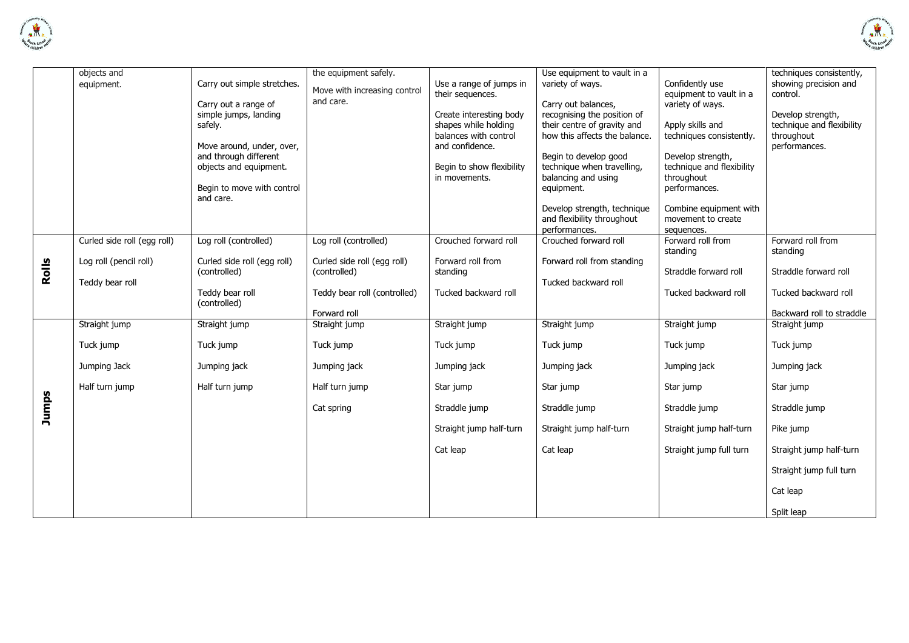| | | | | | | | |
|---|---|---|---|---|---|---|---|
| | objects and equipment. | Carry out simple stretches.<br><br>Carry out a range of simple jumps, landing safely.<br><br>Move around, under, over, and through different objects and equipment.<br><br>Begin to move with control and care. | the equipment safely.<br><br>Move with increasing control and care. | Use a range of jumps in their sequences.<br><br>Create interesting body shapes while holding balances with control and confidence.<br><br>Begin to show flexibility in movements. | Use equipment to vault in a variety of ways.<br><br>Carry out balances, recognising the position of their centre of gravity and how this affects the balance.<br><br>Begin to develop good technique when travelling, balancing and using equipment.<br><br>Develop strength, technique and flexibility throughout performances. | Confidently use equipment to vault in a variety of ways.<br><br>Apply skills and techniques consistently.<br><br>Develop strength, technique and flexibility throughout performances.<br><br>Combine equipment with movement to create sequences. | techniques consistently, showing precision and control.<br><br>Develop strength, technique and flexibility throughout performances. |
| **Rolls** | Curled side roll (egg roll)<br><br>Log roll (pencil roll)<br><br>Teddy bear roll | Log roll (controlled)<br><br>Curled side roll (egg roll) (controlled)<br><br>Teddy bear roll (controlled) | Log roll (controlled)<br><br>Curled side roll (egg roll) (controlled)<br><br>Teddy bear roll (controlled)<br><br>Forward roll | Crouched forward roll<br><br>Forward roll from standing<br><br>Tucked backward roll | Crouched forward roll<br><br>Forward roll from standing<br><br>Tucked backward roll | Forward roll from standing<br><br>Straddle forward roll<br><br>Tucked backward roll | Forward roll from standing<br><br>Straddle forward roll<br><br>Tucked backward roll<br><br>Backward roll to straddle |
| **Jumps** | Straight jump<br><br>Tuck jump<br><br>Jumping Jack<br><br>Half turn jump | Straight jump<br><br>Tuck jump<br><br>Jumping jack<br><br>Half turn jump | Straight jump<br><br>Tuck jump<br><br>Jumping jack<br><br>Half turn jump<br><br>Cat spring | Straight jump<br><br>Tuck jump<br><br>Jumping jack<br><br>Star jump<br><br>Straddle jump<br><br>Straight jump half-turn<br><br>Cat leap | Straight jump<br><br>Tuck jump<br><br>Jumping jack<br><br>Star jump<br><br>Straddle jump<br><br>Straight jump half-turn<br><br>Cat leap | Straight jump<br><br>Tuck jump<br><br>Jumping jack<br><br>Star jump<br><br>Straddle jump<br><br>Straight jump half-turn<br><br>Straight jump full turn | Straight jump<br><br>Tuck jump<br><br>Jumping jack<br><br>Star jump<br><br>Straddle jump<br><br>Pike jump<br><br>Straight jump half-turn<br><br>Straight jump full turn<br><br>Cat leap<br><br>Split leap |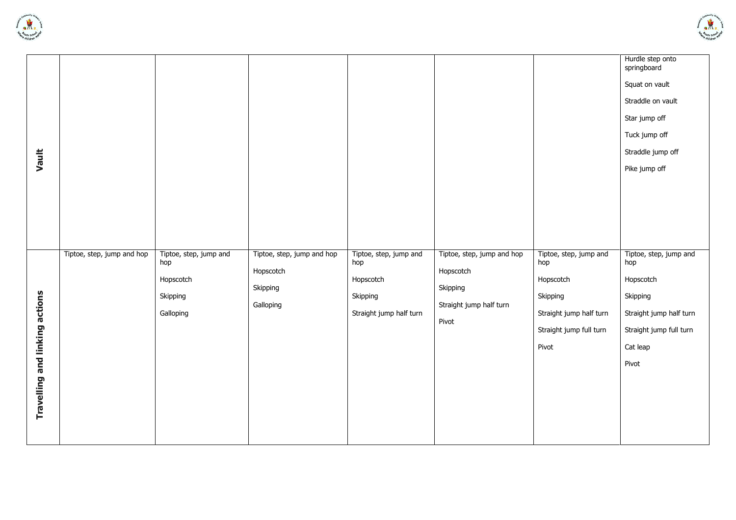| | | | | | | | |
|---|---|---|---|---|---|---|---|
| **Vault** | | | | | | | Hurdle step onto springboard<br><br>Squat on vault<br><br>Straddle on vault<br><br>Star jump off<br><br>Tuck jump off<br><br>Straddle jump off<br><br>Pike jump off |
| **Travelling and linking actions** | Tiptoe, step, jump and hop | Tiptoe, step, jump and hop<br><br>Hopscotch<br><br>Skipping<br><br>Galloping | Tiptoe, step, jump and hop<br><br>Hopscotch<br><br>Skipping<br><br>Galloping | Tiptoe, step, jump and hop<br><br>Hopscotch<br><br>Skipping<br><br>Straight jump half turn | Tiptoe, step, jump and hop<br><br>Hopscotch<br><br>Skipping<br><br>Straight jump half turn<br><br>Pivot | Tiptoe, step, jump and hop<br><br>Hopscotch<br><br>Skipping<br><br>Straight jump half turn<br><br>Straight jump full turn<br><br>Pivot | Tiptoe, step, jump and hop<br><br>Hopscotch<br><br>Skipping<br><br>Straight jump half turn<br><br>Straight jump full turn<br><br>Cat leap<br><br>Pivot |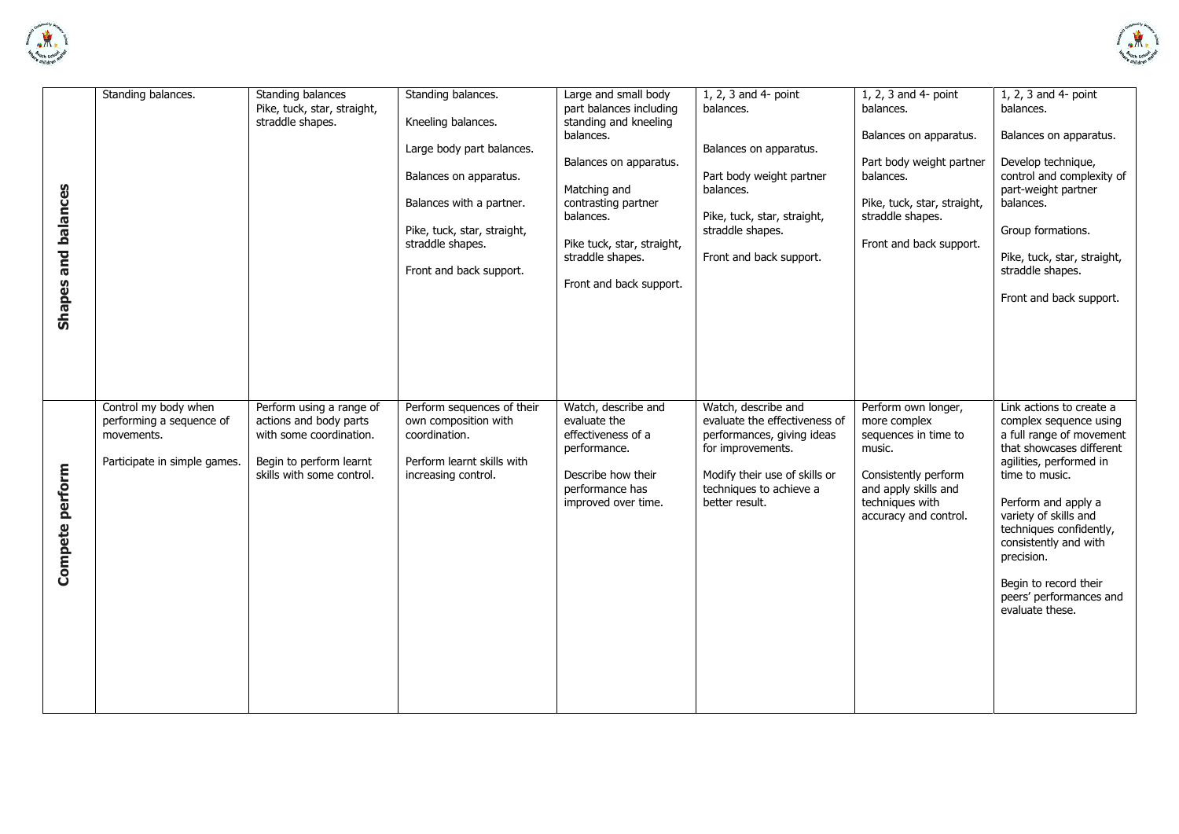| | | | | | | | |
|---|---|---|---|---|---|---|---|
| **Shapes and balances** | Standing balances. | Standing balances<br>Pike, tuck, star, straight, straddle shapes. | Standing balances.<br><br>Kneeling balances.<br><br>Large body part balances.<br><br>Balances on apparatus.<br><br>Balances with a partner.<br><br>Pike, tuck, star, straight, straddle shapes.<br><br>Front and back support. | Large and small body part balances including standing and kneeling balances.<br><br>Balances on apparatus.<br><br>Matching and contrasting partner balances.<br><br>Pike tuck, star, straight, straddle shapes.<br><br>Front and back support. | 1, 2, 3 and 4- point balances.<br><br>Balances on apparatus.<br><br>Part body weight partner balances.<br><br>Pike, tuck, star, straight, straddle shapes.<br><br>Front and back support. | 1, 2, 3 and 4- point balances.<br><br>Balances on apparatus.<br><br>Part body weight partner balances.<br><br>Pike, tuck, star, straight, straddle shapes.<br><br>Front and back support. | 1, 2, 3 and 4- point balances.<br><br>Balances on apparatus.<br><br>Develop technique, control and complexity of part-weight partner balances.<br><br>Group formations.<br><br>Pike, tuck, star, straight, straddle shapes.<br><br>Front and back support. |
| **Compete perform** | Control my body when performing a sequence of movements.<br><br>Participate in simple games. | Perform using a range of actions and body parts with some coordination.<br><br>Begin to perform learnt skills with some control. | Perform sequences of their own composition with coordination.<br><br>Perform learnt skills with increasing control. | Watch, describe and evaluate the effectiveness of a performance.<br><br>Describe how their performance has improved over time. | Watch, describe and evaluate the effectiveness of performances, giving ideas for improvements.<br><br>Modify their use of skills or techniques to achieve a better result. | Perform own longer, more complex sequences in time to music.<br><br>Consistently perform and apply skills and techniques with accuracy and control. | Link actions to create a complex sequence using a full range of movement that showcases different agilities, performed in time to music.<br><br>Perform and apply a variety of skills and techniques confidently, consistently and with precision.<br><br>Begin to record their peers' performances and evaluate these. |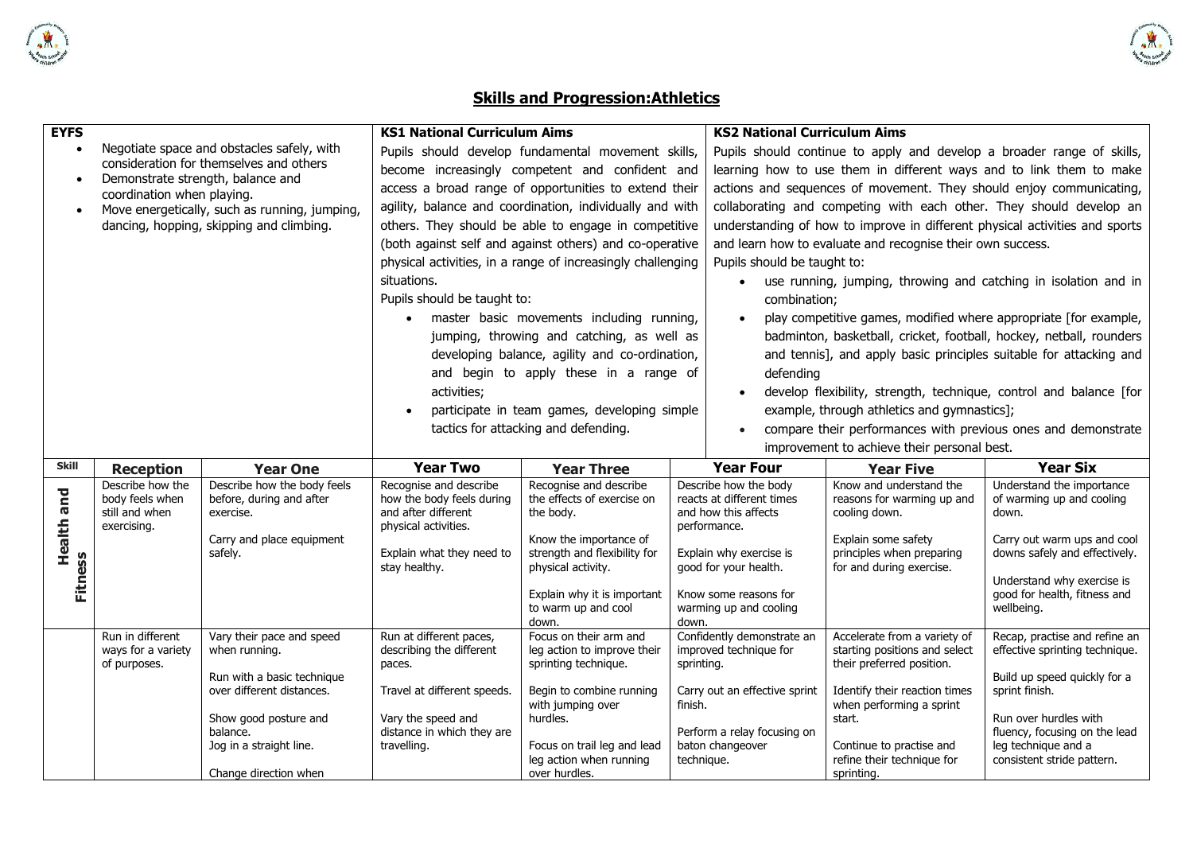# Skills and Progression:Athletics

| **EYFS** | | | **KS1 National Curriculum Aims** | | **KS2 National Curriculum Aims** | | |
|---|---|---|---|---|---|---|---|
| • Negotiate space and obstacles safely, with consideration for themselves and others<br>• Demonstrate strength, balance and coordination when playing.<br>• Move energetically, such as running, jumping, dancing, hopping, skipping and climbing. | | | Pupils should develop fundamental movement skills, become increasingly competent and confident and access a broad range of opportunities to extend their agility, balance and coordination, individually and with others. They should be able to engage in competitive (both against self and against others) and co-operative physical activities, in a range of increasingly challenging situations.<br>Pupils should be taught to:<br>• master basic movements including running, jumping, throwing and catching, as well as developing balance, agility and co-ordination, and begin to apply these in a range of activities;<br>• participate in team games, developing simple tactics for attacking and defending. | | Pupils should continue to apply and develop a broader range of skills, learning how to use them in different ways and to link them to make actions and sequences of movement. They should enjoy communicating, collaborating and competing with each other. They should develop an understanding of how to improve in different physical activities and sports and learn how to evaluate and recognise their own success.<br>Pupils should be taught to:<br>• use running, jumping, throwing and catching in isolation and in combination;<br>• play competitive games, modified where appropriate [for example, badminton, basketball, cricket, football, hockey, netball, rounders and tennis], and apply basic principles suitable for attacking and defending<br>• develop flexibility, strength, technique, control and balance [for example, through athletics and gymnastics];<br>• compare their performances with previous ones and demonstrate improvement to achieve their personal best. | | |
| **Skill** | **Reception** | **Year One** | **Year Two** | **Year Three** | **Year Four** | **Year Five** | **Year Six** |
| **Health and Fitness** | Describe how the body feels when still and when exercising. | Describe how the body feels before, during and after exercise.<br><br>Carry and place equipment safely. | Recognise and describe how the body feels during and after different physical activities.<br><br>Explain what they need to stay healthy. | Recognise and describe the effects of exercise on the body.<br><br>Know the importance of strength and flexibility for physical activity.<br><br>Explain why it is important to warm up and cool down. | Describe how the body reacts at different times and how this affects performance.<br><br>Explain why exercise is good for your health.<br><br>Know some reasons for warming up and cooling down. | Know and understand the reasons for warming up and cooling down.<br><br>Explain some safety principles when preparing for and during exercise. | Understand the importance of warming up and cooling down.<br><br>Carry out warm ups and cool downs safely and effectively.<br><br>Understand why exercise is good for health, fitness and wellbeing. |
| | Run in different ways for a variety of purposes. | Vary their pace and speed when running.<br><br>Run with a basic technique over different distances.<br><br>Show good posture and balance.<br>Jog in a straight line.<br><br>Change direction when | Run at different paces, describing the different paces.<br><br>Travel at different speeds.<br><br>Vary the speed and distance in which they are travelling. | Focus on their arm and leg action to improve their sprinting technique.<br><br>Begin to combine running with jumping over hurdles.<br><br>Focus on trail leg and lead leg action when running over hurdles. | Confidently demonstrate an improved technique for sprinting.<br><br>Carry out an effective sprint finish.<br><br>Perform a relay focusing on baton changeover technique. | Accelerate from a variety of starting positions and select their preferred position.<br><br>Identify their reaction times when performing a sprint start.<br><br>Continue to practise and refine their technique for sprinting. | Recap, practise and refine an effective sprinting technique.<br><br>Build up speed quickly for a sprint finish.<br><br>Run over hurdles with fluency, focusing on the lead leg technique and a consistent stride pattern. |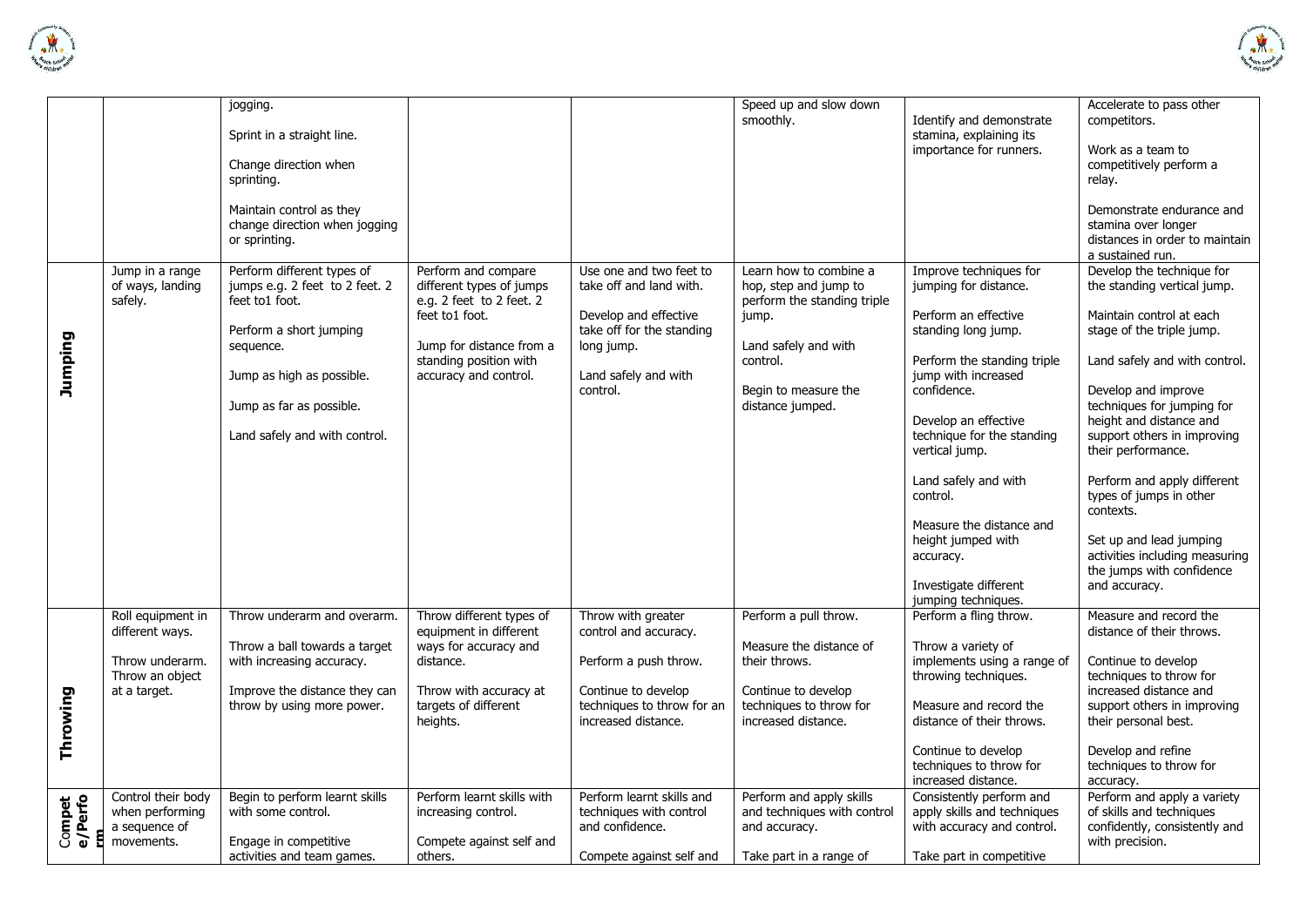| | | | | | | | |
|---|---|---|---|---|---|---|---|
| | | jogging.<br><br>Sprint in a straight line.<br><br>Change direction when sprinting.<br><br>Maintain control as they change direction when jogging or sprinting. | | | Speed up and slow down smoothly. | Identify and demonstrate stamina, explaining its importance for runners. | Accelerate to pass other competitors.<br><br>Work as a team to competitively perform a relay.<br><br>Demonstrate endurance and stamina over longer distances in order to maintain a sustained run. |
| **Jumping** | Jump in a range of ways, landing safely. | Perform different types of jumps e.g. 2 feet to 2 feet. 2 feet to1 foot.<br><br>Perform a short jumping sequence.<br><br>Jump as high as possible.<br><br>Jump as far as possible.<br><br>Land safely and with control. | Perform and compare different types of jumps e.g. 2 feet to 2 feet. 2 feet to1 foot.<br><br>Jump for distance from a standing position with accuracy and control. | Use one and two feet to take off and land with.<br><br>Develop and effective take off for the standing long jump.<br><br>Land safely and with control. | Learn how to combine a hop, step and jump to perform the standing triple jump.<br><br>Land safely and with control.<br><br>Begin to measure the distance jumped. | Improve techniques for jumping for distance.<br><br>Perform an effective standing long jump.<br><br>Perform the standing triple jump with increased confidence.<br><br>Develop an effective technique for the standing vertical jump.<br><br>Land safely and with control.<br><br>Measure the distance and height jumped with accuracy.<br><br>Investigate different jumping techniques. | Develop the technique for the standing vertical jump.<br><br>Maintain control at each stage of the triple jump.<br><br>Land safely and with control.<br><br>Develop and improve techniques for jumping for height and distance and support others in improving their performance.<br><br>Perform and apply different types of jumps in other contexts.<br><br>Set up and lead jumping activities including measuring the jumps with confidence and accuracy. |
| **Throwing** | Roll equipment in different ways.<br><br>Throw underarm. Throw an object at a target. | Throw underarm and overarm.<br><br>Throw a ball towards a target with increasing accuracy.<br><br>Improve the distance they can throw by using more power. | Throw different types of equipment in different ways for accuracy and distance.<br><br>Throw with accuracy at targets of different heights. | Throw with greater control and accuracy.<br><br>Perform a push throw.<br><br>Continue to develop techniques to throw for an increased distance. | Perform a pull throw.<br><br>Measure the distance of their throws.<br><br>Continue to develop techniques to throw for increased distance. | Perform a fling throw.<br><br>Throw a variety of implements using a range of throwing techniques.<br><br>Measure and record the distance of their throws.<br><br>Continue to develop techniques to throw for increased distance. | Measure and record the distance of their throws.<br><br>Continue to develop techniques to throw for increased distance and support others in improving their personal best.<br><br>Develop and refine techniques to throw for accuracy. |
| **Compete/Perform** | Control their body when performing a sequence of movements. | Begin to perform learnt skills with some control.<br><br>Engage in competitive activities and team games. | Perform learnt skills with increasing control.<br><br>Compete against self and others. | Perform learnt skills and techniques with control and confidence.<br><br>Compete against self and | Perform and apply skills and techniques with control and accuracy.<br><br>Take part in a range of | Consistently perform and apply skills and techniques with accuracy and control.<br><br>Take part in competitive | Perform and apply a variety of skills and techniques confidently, consistently and with precision. |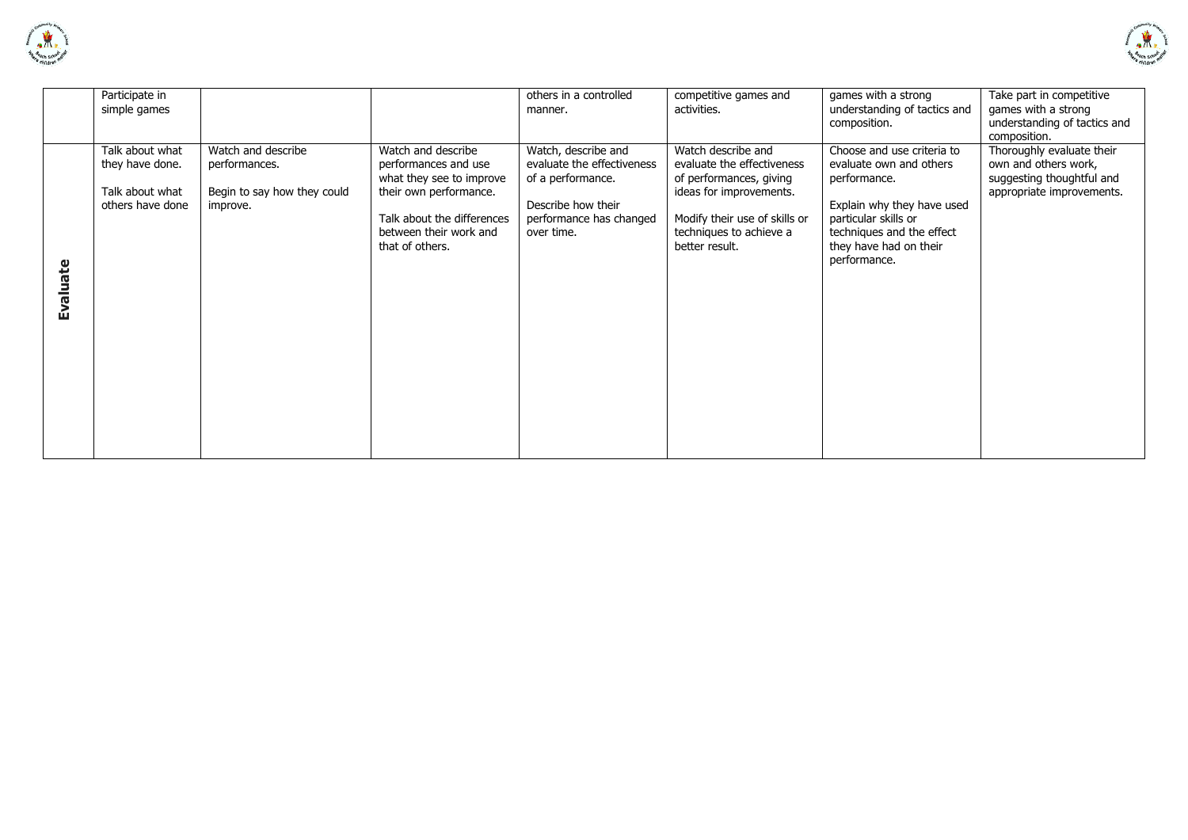|  |  |  |  |  |  |  |  |
|---|---|---|---|---|---|---|---|
|  | Participate in simple games |  |  | others in a controlled manner. | competitive games and activities. | games with a strong understanding of tactics and composition. | Take part in competitive games with a strong understanding of tactics and composition. |
| **Evaluate** | Talk about what they have done.<br><br>Talk about what others have done | Watch and describe performances.<br><br>Begin to say how they could improve. | Watch and describe performances and use what they see to improve their own performance.<br><br>Talk about the differences between their work and that of others. | Watch, describe and evaluate the effectiveness of a performance.<br><br>Describe how their performance has changed over time. | Watch describe and evaluate the effectiveness of performances, giving ideas for improvements.<br><br>Modify their use of skills or techniques to achieve a better result. | Choose and use criteria to evaluate own and others performance.<br><br>Explain why they have used particular skills or techniques and the effect they have had on their performance. | Thoroughly evaluate their own and others work, suggesting thoughtful and appropriate improvements. |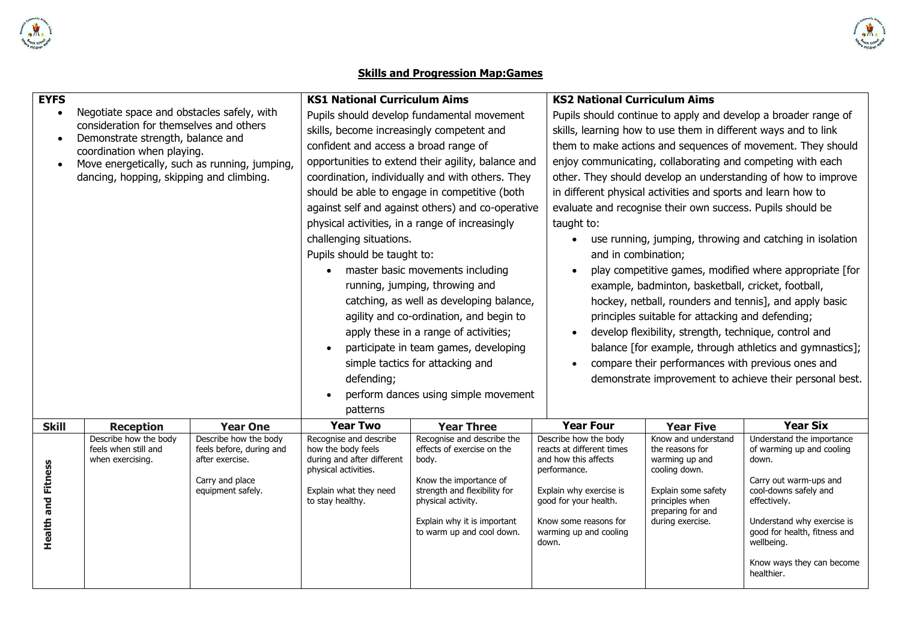## Skills and Progression Map:Games

| EYFS | | | KS1 National Curriculum Aims | | KS2 National Curriculum Aims | | |
|---|---|---|---|---|---|---|---|
| • Negotiate space and obstacles safely, with consideration for themselves and others<br>• Demonstrate strength, balance and coordination when playing.<br>• Move energetically, such as running, jumping, dancing, hopping, skipping and climbing. | | | Pupils should develop fundamental movement skills, become increasingly competent and confident and access a broad range of opportunities to extend their agility, balance and coordination, individually and with others. They should be able to engage in competitive (both against self and against others) and co-operative physical activities, in a range of increasingly challenging situations.<br>Pupils should be taught to:<br>• master basic movements including running, jumping, throwing and catching, as well as developing balance, agility and co-ordination, and begin to apply these in a range of activities;<br>• participate in team games, developing simple tactics for attacking and defending;<br>• perform dances using simple movement patterns | | Pupils should continue to apply and develop a broader range of skills, learning how to use them in different ways and to link them to make actions and sequences of movement. They should enjoy communicating, collaborating and competing with each other. They should develop an understanding of how to improve in different physical activities and sports and learn how to evaluate and recognise their own success. Pupils should be taught to:<br>• use running, jumping, throwing and catching in isolation and in combination;<br>• play competitive games, modified where appropriate [for example, badminton, basketball, cricket, football, hockey, netball, rounders and tennis], and apply basic principles suitable for attacking and defending;<br>• develop flexibility, strength, technique, control and balance [for example, through athletics and gymnastics];<br>• compare their performances with previous ones and demonstrate improvement to achieve their personal best. | | |
| **Skill** | **Reception** | **Year One** | **Year Two** | **Year Three** | **Year Four** | **Year Five** | **Year Six** |
| **Health and Fitness** | Describe how the body feels when still and when exercising. | Describe how the body feels before, during and after exercise.<br><br>Carry and place equipment safely. | Recognise and describe how the body feels during and after different physical activities.<br><br>Explain what they need to stay healthy. | Recognise and describe the effects of exercise on the body.<br><br>Know the importance of strength and flexibility for physical activity.<br><br>Explain why it is important to warm up and cool down. | Describe how the body reacts at different times and how this affects performance.<br><br>Explain why exercise is good for your health.<br><br>Know some reasons for warming up and cooling down. | Know and understand the reasons for warming up and cooling down.<br><br>Explain some safety principles when preparing for and during exercise. | Understand the importance of warming up and cooling down.<br><br>Carry out warm-ups and cool-downs safely and effectively.<br><br>Understand why exercise is good for health, fitness and wellbeing.<br><br>Know ways they can become healthier. |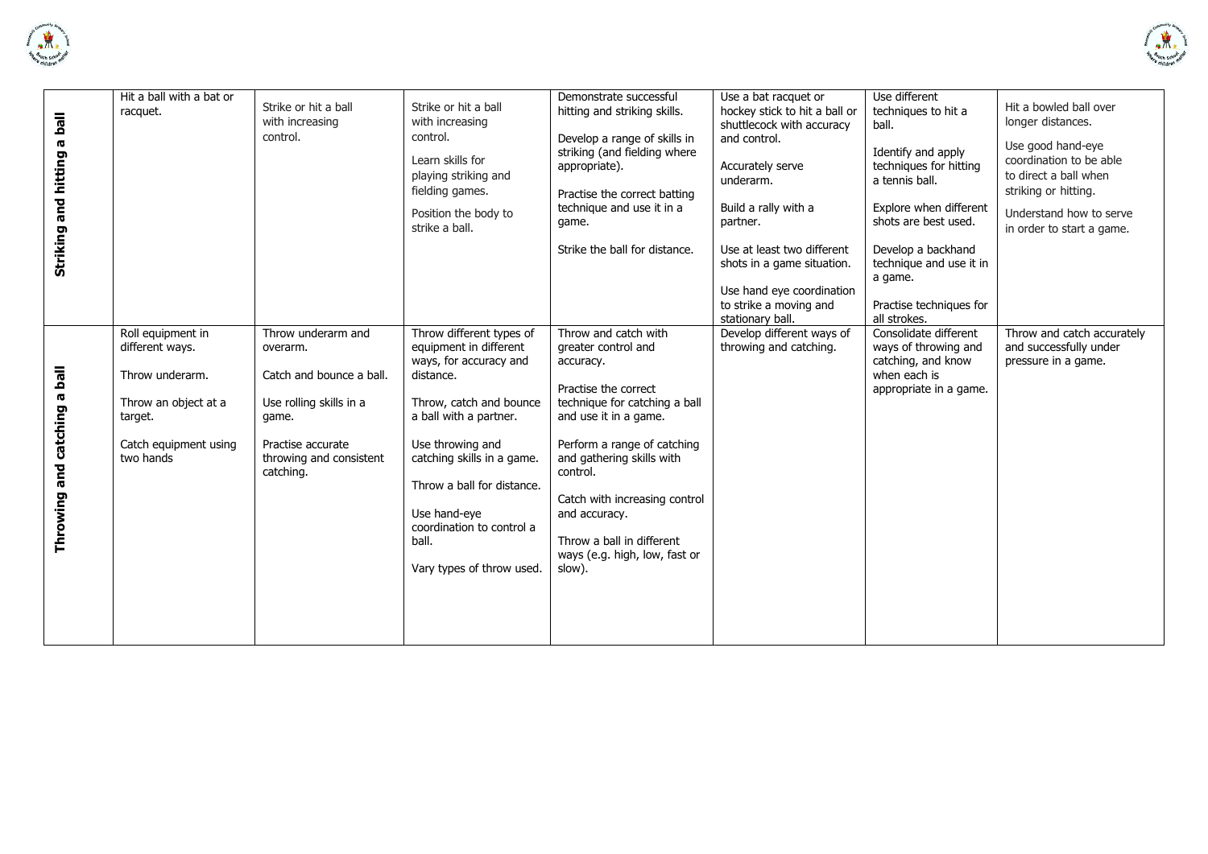| | | | | | | | |
|---|---|---|---|---|---|---|---|
| **Striking and hitting a ball** | Hit a ball with a bat or racquet. | Strike or hit a ball with increasing control. | Strike or hit a ball with increasing control.<br><br>Learn skills for playing striking and fielding games.<br><br>Position the body to strike a ball. | Demonstrate successful hitting and striking skills.<br><br>Develop a range of skills in striking (and fielding where appropriate).<br><br>Practise the correct batting technique and use it in a game.<br><br>Strike the ball for distance. | Use a bat racquet or hockey stick to hit a ball or shuttlecock with accuracy and control.<br><br>Accurately serve underarm.<br><br>Build a rally with a partner.<br><br>Use at least two different shots in a game situation.<br><br>Use hand eye coordination to strike a moving and stationary ball. | Use different techniques to hit a ball.<br><br>Identify and apply techniques for hitting a tennis ball.<br><br>Explore when different shots are best used.<br><br>Develop a backhand technique and use it in a game.<br><br>Practise techniques for all strokes. | Hit a bowled ball over longer distances.<br><br>Use good hand-eye coordination to be able to direct a ball when striking or hitting.<br><br>Understand how to serve in order to start a game. |
| **Throwing and catching a ball** | Roll equipment in different ways.<br><br>Throw underarm.<br><br>Throw an object at a target.<br><br>Catch equipment using two hands | Throw underarm and overarm.<br><br>Catch and bounce a ball.<br><br>Use rolling skills in a game.<br><br>Practise accurate throwing and consistent catching. | Throw different types of equipment in different ways, for accuracy and distance.<br><br>Throw, catch and bounce a ball with a partner.<br><br>Use throwing and catching skills in a game.<br><br>Throw a ball for distance.<br><br>Use hand-eye coordination to control a ball.<br><br>Vary types of throw used. | Throw and catch with greater control and accuracy.<br><br>Practise the correct technique for catching a ball and use it in a game.<br><br>Perform a range of catching and gathering skills with control.<br><br>Catch with increasing control and accuracy.<br><br>Throw a ball in different ways (e.g. high, low, fast or slow). | Develop different ways of throwing and catching. | Consolidate different ways of throwing and catching, and know when each is appropriate in a game. | Throw and catch accurately and successfully under pressure in a game. |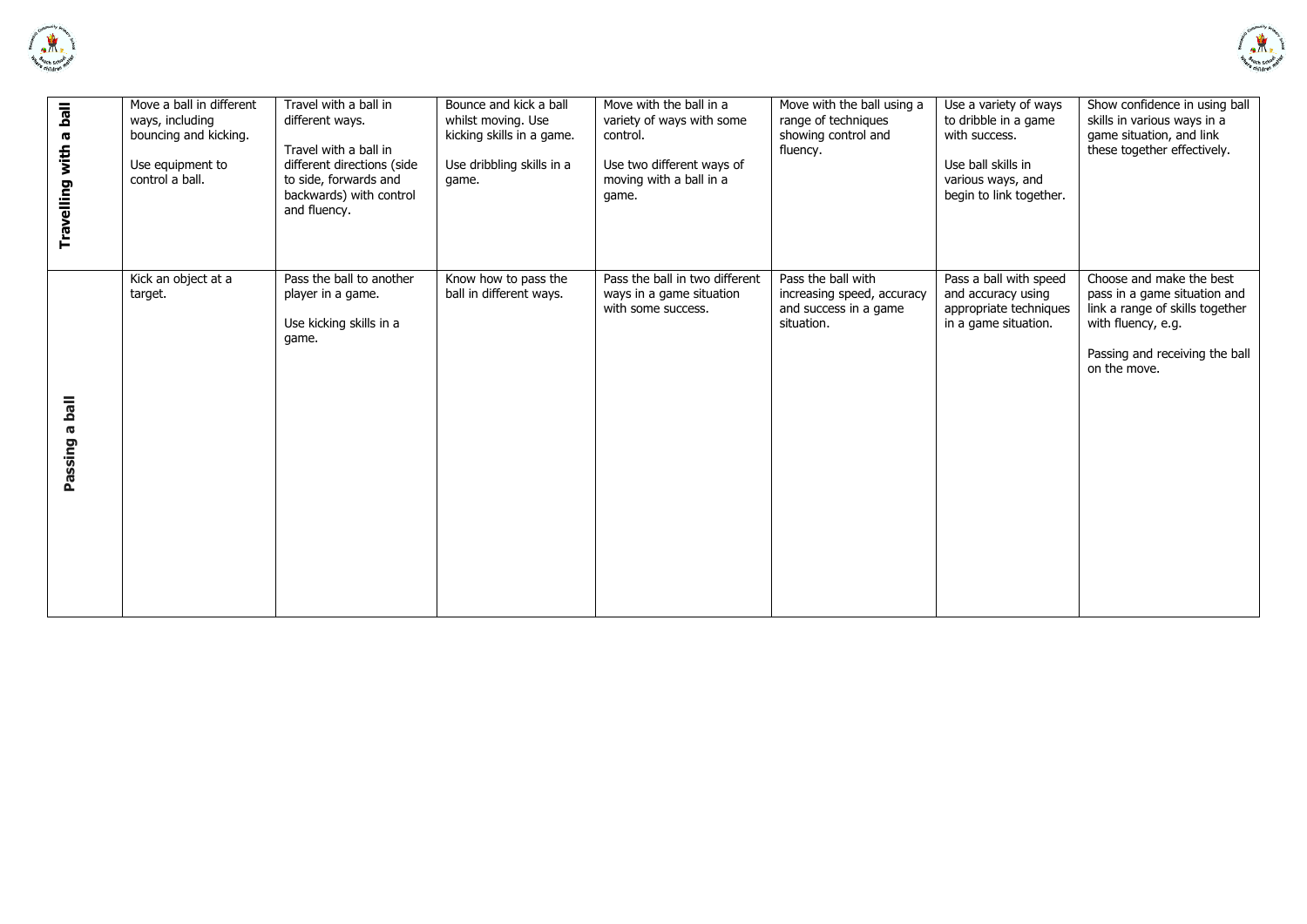| | | | | | | | |
|---|---|---|---|---|---|---|---|
| **Travelling with a ball** | Move a ball in different ways, including bouncing and kicking.<br><br>Use equipment to control a ball. | Travel with a ball in different ways.<br><br>Travel with a ball in different directions (side to side, forwards and backwards) with control and fluency. | Bounce and kick a ball whilst moving. Use kicking skills in a game.<br><br>Use dribbling skills in a game. | Move with the ball in a variety of ways with some control.<br><br>Use two different ways of moving with a ball in a game. | Move with the ball using a range of techniques showing control and fluency. | Use a variety of ways to dribble in a game with success.<br><br>Use ball skills in various ways, and begin to link together. | Show confidence in using ball skills in various ways in a game situation, and link these together effectively. |
| **Passing a ball** | Kick an object at a target. | Pass the ball to another player in a game.<br><br>Use kicking skills in a game. | Know how to pass the ball in different ways. | Pass the ball in two different ways in a game situation with some success. | Pass the ball with increasing speed, accuracy and success in a game situation. | Pass a ball with speed and accuracy using appropriate techniques in a game situation. | Choose and make the best pass in a game situation and link a range of skills together with fluency, e.g.<br><br>Passing and receiving the ball on the move. |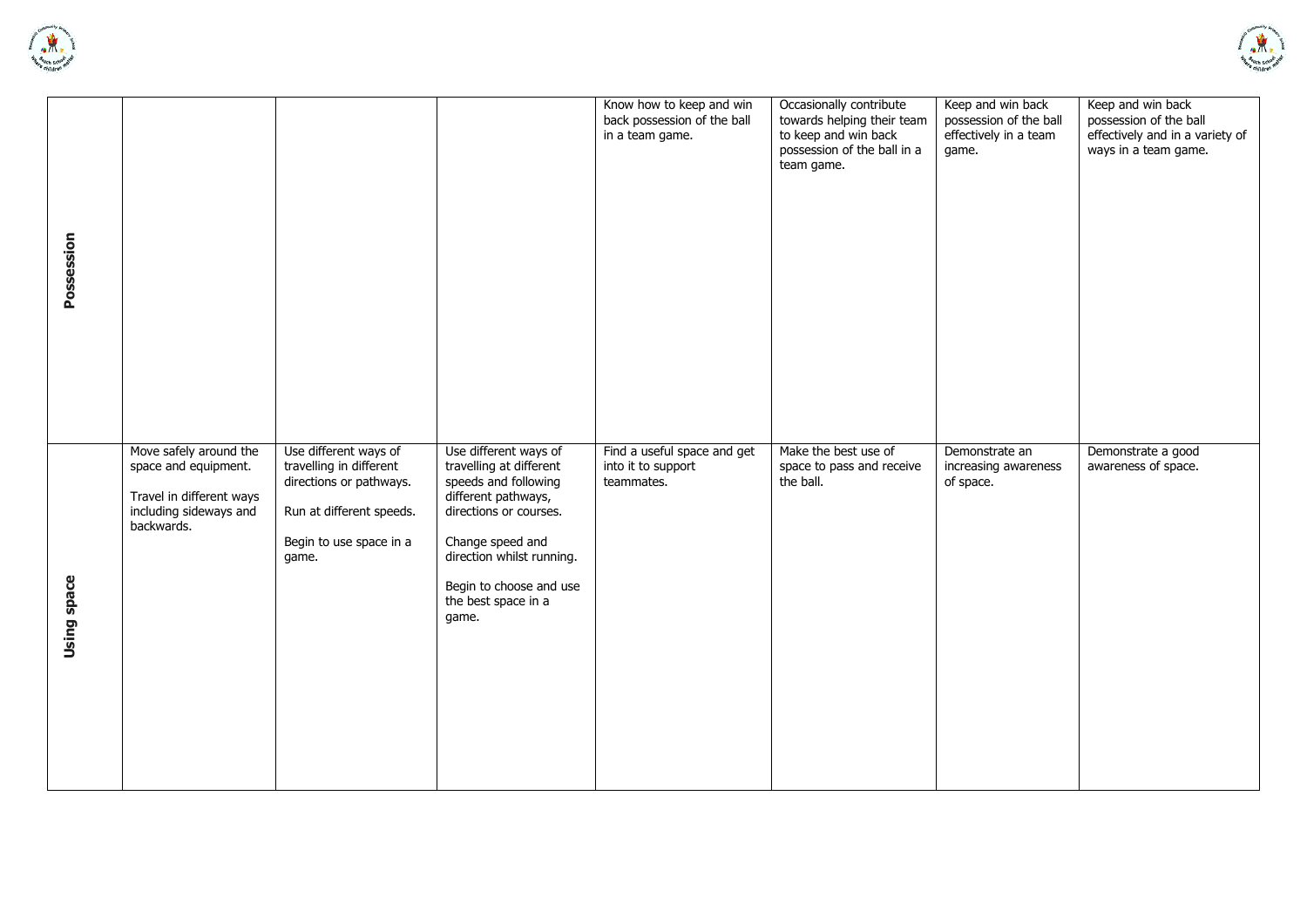| | | | | | | | |
|---|---|---|---|---|---|---|---|
| **Possession** | | | | Know how to keep and win back possession of the ball in a team game. | Occasionally contribute towards helping their team to keep and win back possession of the ball in a team game. | Keep and win back possession of the ball effectively in a team game. | Keep and win back possession of the ball effectively and in a variety of ways in a team game. |
| **Using space** | Move safely around the space and equipment.<br><br>Travel in different ways including sideways and backwards. | Use different ways of travelling in different directions or pathways.<br><br>Run at different speeds.<br><br>Begin to use space in a game. | Use different ways of travelling at different speeds and following different pathways, directions or courses.<br><br>Change speed and direction whilst running.<br><br>Begin to choose and use the best space in a game. | Find a useful space and get into it to support teammates. | Make the best use of space to pass and receive the ball. | Demonstrate an increasing awareness of space. | Demonstrate a good awareness of space. |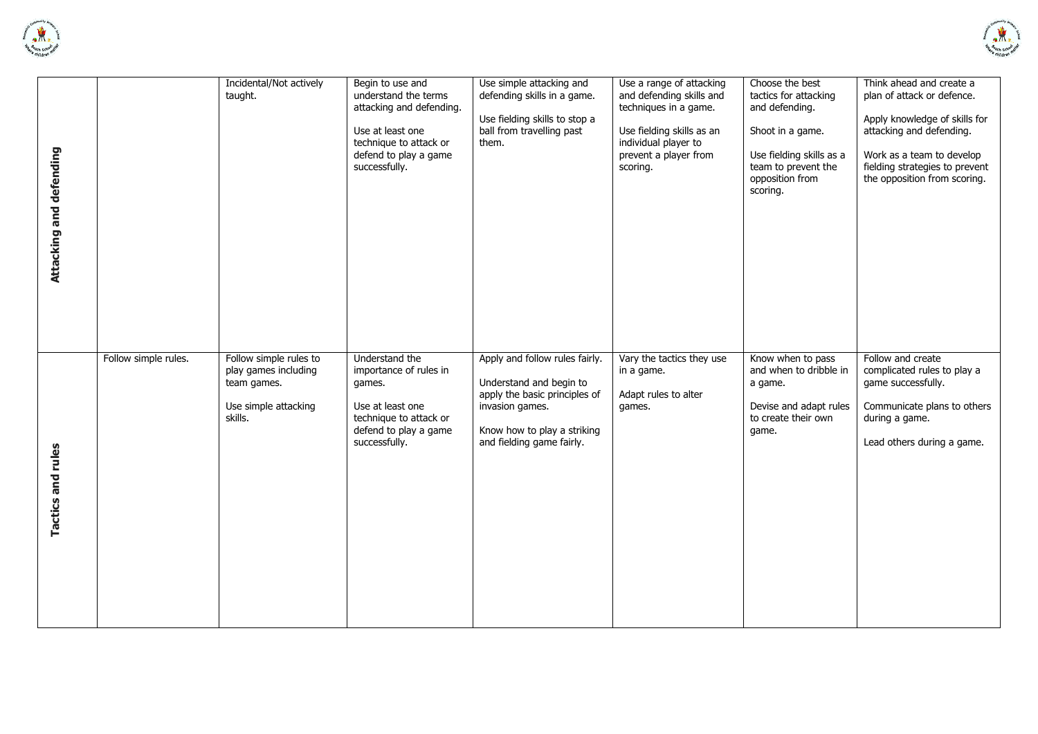| | | | | | | | |
|---|---|---|---|---|---|---|---|
| **Attacking and defending** | | Incidental/Not actively taught. | Begin to use and understand the terms attacking and defending.<br><br>Use at least one technique to attack or defend to play a game successfully. | Use simple attacking and defending skills in a game.<br><br>Use fielding skills to stop a ball from travelling past them. | Use a range of attacking and defending skills and techniques in a game.<br><br>Use fielding skills as an individual player to prevent a player from scoring. | Choose the best tactics for attacking and defending.<br><br>Shoot in a game.<br><br>Use fielding skills as a team to prevent the opposition from scoring. | Think ahead and create a plan of attack or defence.<br><br>Apply knowledge of skills for attacking and defending.<br><br>Work as a team to develop fielding strategies to prevent the opposition from scoring. |
| **Tactics and rules** | Follow simple rules. | Follow simple rules to play games including team games.<br><br>Use simple attacking skills. | Understand the importance of rules in games.<br><br>Use at least one technique to attack or defend to play a game successfully. | Apply and follow rules fairly.<br><br>Understand and begin to apply the basic principles of invasion games.<br><br>Know how to play a striking and fielding game fairly. | Vary the tactics they use in a game.<br><br>Adapt rules to alter games. | Know when to pass and when to dribble in a game.<br><br>Devise and adapt rules to create their own game. | Follow and create complicated rules to play a game successfully.<br><br>Communicate plans to others during a game.<br><br>Lead others during a game. |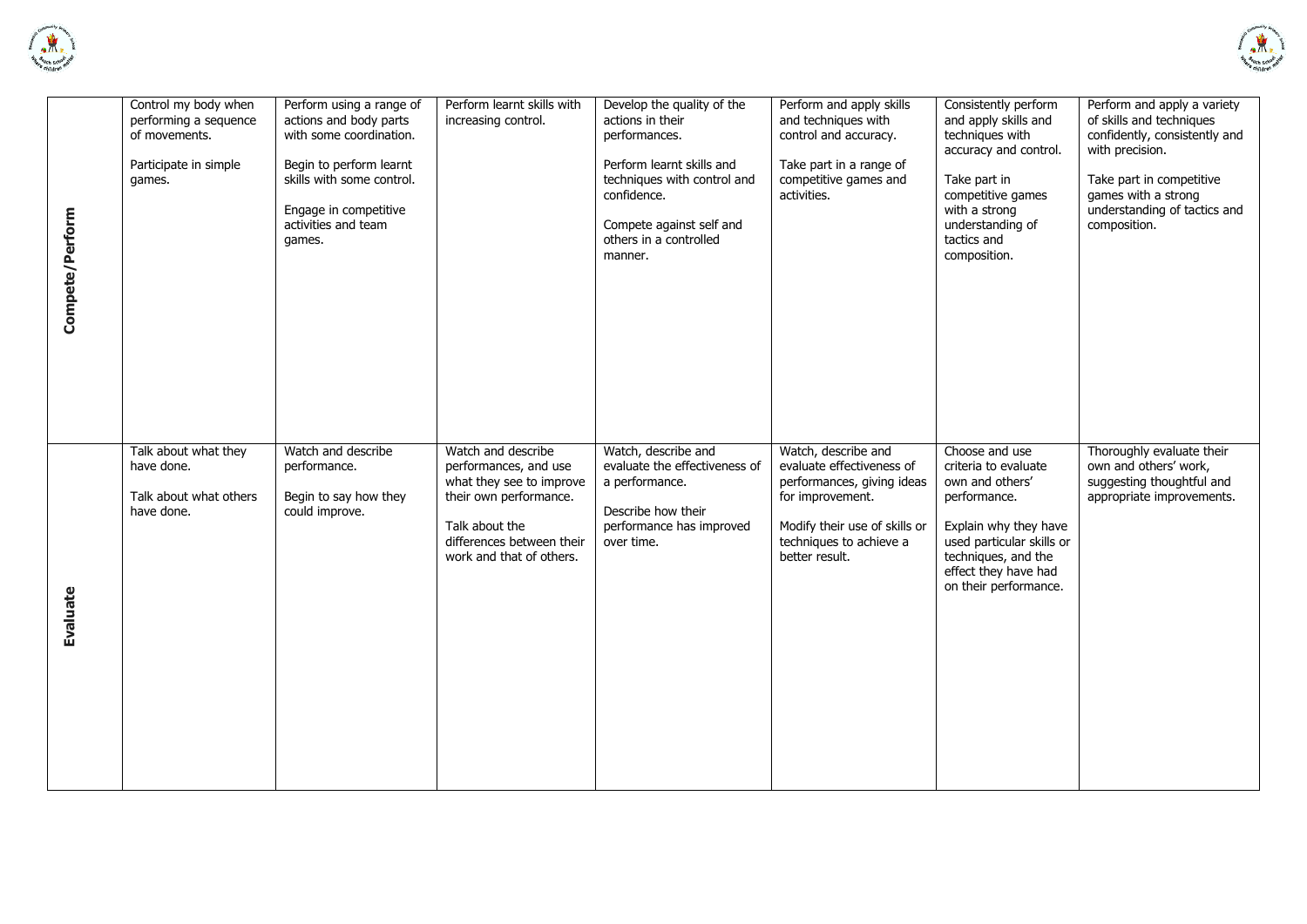| | | | | | | | |
|---|---|---|---|---|---|---|---|
| **Compete/Perform** | Control my body when performing a sequence of movements.<br><br>Participate in simple games. | Perform using a range of actions and body parts with some coordination.<br><br>Begin to perform learnt skills with some control.<br><br>Engage in competitive activities and team games. | Perform learnt skills with increasing control. | Develop the quality of the actions in their performances.<br><br>Perform learnt skills and techniques with control and confidence.<br><br>Compete against self and others in a controlled manner. | Perform and apply skills and techniques with control and accuracy.<br><br>Take part in a range of competitive games and activities. | Consistently perform and apply skills and techniques with accuracy and control.<br><br>Take part in competitive games with a strong understanding of tactics and composition. | Perform and apply a variety of skills and techniques confidently, consistently and with precision.<br><br>Take part in competitive games with a strong understanding of tactics and composition. |
| **Evaluate** | Talk about what they have done.<br><br>Talk about what others have done. | Watch and describe performance.<br><br>Begin to say how they could improve. | Watch and describe performances, and use what they see to improve their own performance.<br><br>Talk about the differences between their work and that of others. | Watch, describe and evaluate the effectiveness of a performance.<br><br>Describe how their performance has improved over time. | Watch, describe and evaluate effectiveness of performances, giving ideas for improvement.<br><br>Modify their use of skills or techniques to achieve a better result. | Choose and use criteria to evaluate own and others' performance.<br><br>Explain why they have used particular skills or techniques, and the effect they have had on their performance. | Thoroughly evaluate their own and others' work, suggesting thoughtful and appropriate improvements. |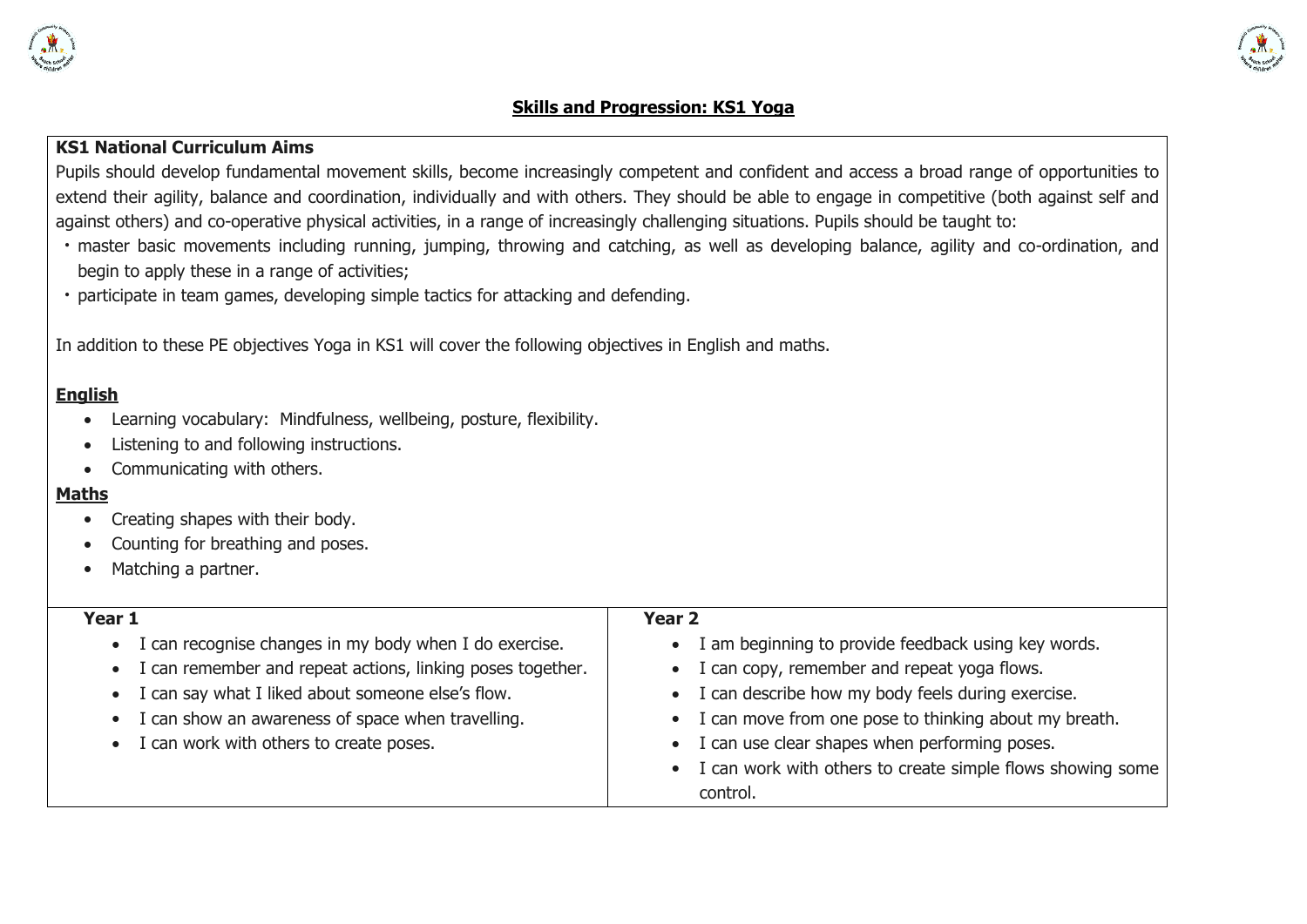# Skills and Progression: KS1 Yoga

**KS1 National Curriculum Aims**

Pupils should develop fundamental movement skills, become increasingly competent and confident and access a broad range of opportunities to extend their agility, balance and coordination, individually and with others. They should be able to engage in competitive (both against self and against others) and co-operative physical activities, in a range of increasingly challenging situations. Pupils should be taught to:

- master basic movements including running, jumping, throwing and catching, as well as developing balance, agility and co-ordination, and begin to apply these in a range of activities;
- participate in team games, developing simple tactics for attacking and defending.

In addition to these PE objectives Yoga in KS1 will cover the following objectives in English and maths.

**English**

- Learning vocabulary: Mindfulness, wellbeing, posture, flexibility.
- Listening to and following instructions.
- Communicating with others.

**Maths**

- Creating shapes with their body.
- Counting for breathing and poses.
- Matching a partner.

| Year 1 | Year 2 |
|---|---|
| • I can recognise changes in my body when I do exercise.<br>• I can remember and repeat actions, linking poses together.<br>• I can say what I liked about someone else's flow.<br>• I can show an awareness of space when travelling.<br>• I can work with others to create poses. | • I am beginning to provide feedback using key words.<br>• I can copy, remember and repeat yoga flows.<br>• I can describe how my body feels during exercise.<br>• I can move from one pose to thinking about my breath.<br>• I can use clear shapes when performing poses.<br>• I can work with others to create simple flows showing some control. |